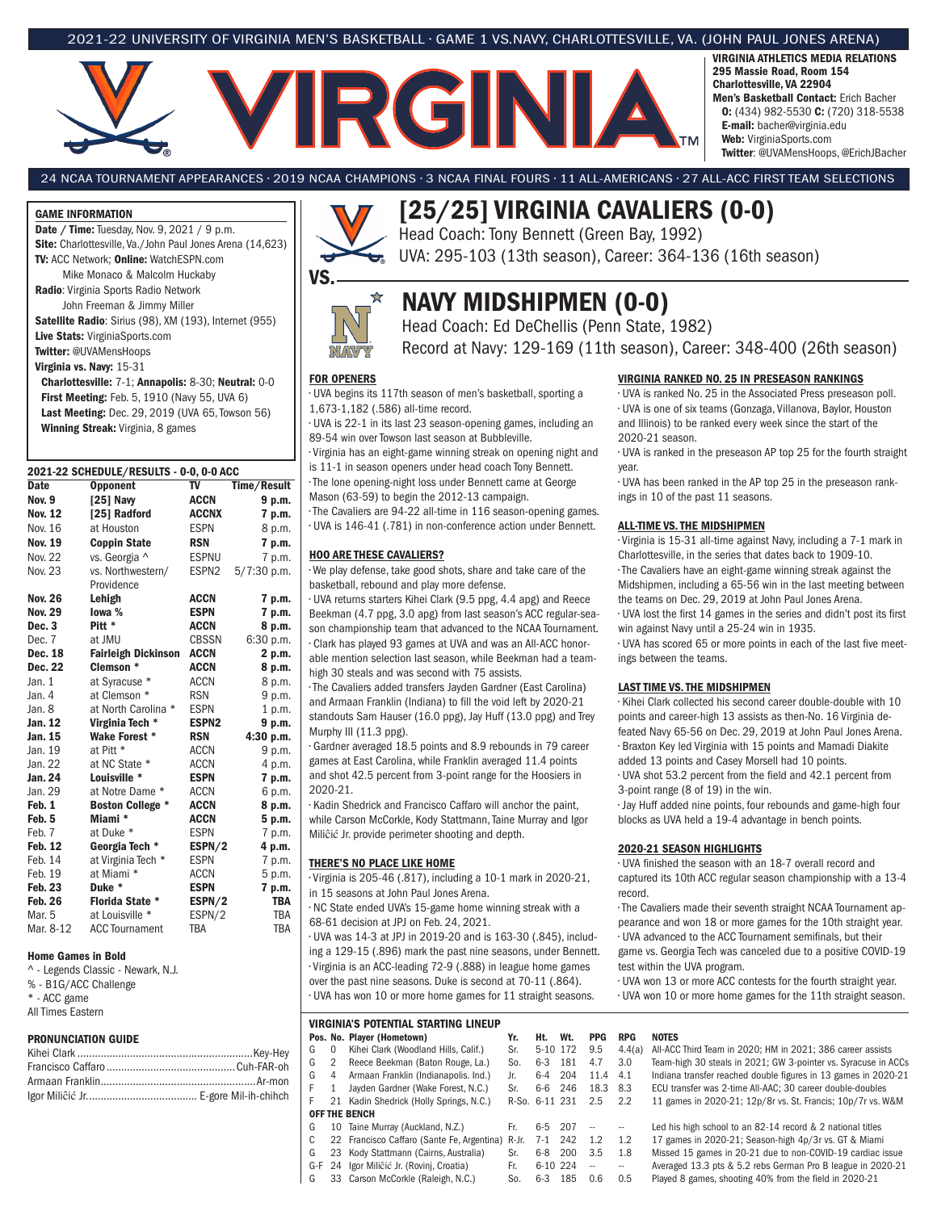2021-22 UNIVERSITY OF VIRGINIA MEN'S BASKETBALL · GAME 1 VS.NAVY, CHARLOTTESVILLE, VA. (JOHN PAUL JONES ARENA)

# VIRGINIA

**VIRGINIA ATHLETICS MEDIA RELATIONS**
**295 Massie Road, Room 154**
**Charlottesville, VA 22904**
**Men's Basketball Contact:** Erich Bacher
**O:** (434) 982-5530 **C:** (720) 318-5538
**E-mail:** bacher@virginia.edu
**Web:** VirginiaSports.com
**Twitter**: @UVAMensHoops, @ErichJBacher

24 NCAA TOURNAMENT APPEARANCES · 2019 NCAA CHAMPIONS · 3 NCAA FINAL FOURS · 11 ALL-AMERICANS · 27 ALL-ACC FIRST TEAM SELECTIONS

## [25/25] VIRGINIA CAVALIERS (0-0)

Head Coach: Tony Bennett (Green Bay, 1992)
UVA: 295-103 (13th season), Career: 364-136 (16th season)

VS.

## NAVY MIDSHIPMEN (0-0)

Head Coach: Ed DeChellis (Penn State, 1982)
Record at Navy: 129-169 (11th season), Career: 348-400 (26th season)

### GAME INFORMATION

**Date / Time:** Tuesday, Nov. 9, 2021 / 9 p.m.
**Site:** Charlottesville, Va./John Paul Jones Arena (14,623)
**TV:** ACC Network; **Online:** WatchESPN.com
Mike Monaco & Malcolm Huckaby
**Radio**: Virginia Sports Radio Network
John Freeman & Jimmy Miller
**Satellite Radio**: Sirius (98), XM (193), Internet (955)
**Live Stats:** VirginiaSports.com
**Twitter:** @UVAMensHoops
**Virginia vs. Navy:** 15-31
**Charlottesville:** 7-1; **Annapolis:** 8-30; **Neutral:** 0-0
**First Meeting:** Feb. 5, 1910 (Navy 55, UVA 6)
**Last Meeting:** Dec. 29, 2019 (UVA 65, Towson 56)
**Winning Streak:** Virginia, 8 games

### 2021-22 SCHEDULE/RESULTS - 0-0, 0-0 ACC

| Date | Opponent | TV | Time/Result |
|---|---|---|---|
| **Nov. 9** | **[25] Navy** | **ACCN** | **9 p.m.** |
| **Nov. 12** | **[25] Radford** | **ACCNX** | **7 p.m.** |
| Nov. 16 | at Houston | ESPN | 8 p.m. |
| **Nov. 19** | **Coppin State** | **RSN** | **7 p.m.** |
| Nov. 22 | vs. Georgia ^ | ESPNU | 7 p.m. |
| Nov. 23 | vs. Northwestern/ Providence | ESPN2 | 5/7:30 p.m. |
| **Nov. 26** | **Lehigh** | **ACCN** | **7 p.m.** |
| **Nov. 29** | **Iowa %** | **ESPN** | **7 p.m.** |
| **Dec. 3** | **Pitt *** | **ACCN** | **8 p.m.** |
| Dec. 7 | at JMU | CBSSN | 6:30 p.m. |
| **Dec. 18** | **Fairleigh Dickinson** | **ACCN** | **2 p.m.** |
| **Dec. 22** | **Clemson *** | **ACCN** | **8 p.m.** |
| Jan. 1 | at Syracuse * | ACCN | 8 p.m. |
| Jan. 4 | at Clemson * | RSN | 9 p.m. |
| Jan. 8 | at North Carolina * | ESPN | 1 p.m. |
| **Jan. 12** | **Virginia Tech *** | **ESPN2** | **9 p.m.** |
| **Jan. 15** | **Wake Forest *** | **RSN** | **4:30 p.m.** |
| Jan. 19 | at Pitt * | ACCN | 9 p.m. |
| Jan. 22 | at NC State * | ACCN | 4 p.m. |
| **Jan. 24** | **Louisville *** | **ESPN** | **7 p.m.** |
| Jan. 29 | at Notre Dame * | ACCN | 6 p.m. |
| **Feb. 1** | **Boston College *** | **ACCN** | **8 p.m.** |
| **Feb. 5** | **Miami *** | **ACCN** | **5 p.m.** |
| Feb. 7 | at Duke * | ESPN | 7 p.m. |
| **Feb. 12** | **Georgia Tech *** | **ESPN/2** | **4 p.m.** |
| Feb. 14 | at Virginia Tech * | ESPN | 7 p.m. |
| Feb. 19 | at Miami * | ACCN | 5 p.m. |
| **Feb. 23** | **Duke *** | **ESPN** | **7 p.m.** |
| **Feb. 26** | **Florida State *** | **ESPN/2** | **TBA** |
| Mar. 5 | at Louisville * | ESPN/2 | TBA |
| Mar. 8-12 | ACC Tournament | TBA | TBA |

**Home Games in Bold**
^ - Legends Classic - Newark, N.J.
% - B1G/ACC Challenge
* - ACC game
All Times Eastern

### PRONUNCIATION GUIDE

Kihei Clark ... Key-Hey
Francisco Caffaro ... Cuh-FAR-oh
Armaan Franklin ... Ar-mon
Igor Miličić Jr. ... E-gore Mil-ih-chihch

### FOR OPENERS

· UVA begins its 117th season of men's basketball, sporting a 1,673-1,182 (.586) all-time record.
· UVA is 22-1 in its last 23 season-opening games, including an 89-54 win over Towson last season at Bubbleville.
· Virginia has an eight-game winning streak on opening night and is 11-1 in season openers under head coach Tony Bennett.
· The lone opening-night loss under Bennett came at George Mason (63-59) to begin the 2012-13 campaign.
· The Cavaliers are 94-22 all-time in 116 season-opening games.
· UVA is 146-41 (.781) in non-conference action under Bennett.

### HOO ARE THESE CAVALIERS?

· We play defense, take good shots, share and take care of the basketball, rebound and play more defense.
· UVA returns starters Kihei Clark (9.5 ppg, 4.4 apg) and Reece Beekman (4.7 ppg, 3.0 apg) from last season's ACC regular-season championship team that advanced to the NCAA Tournament.
· Clark has played 93 games at UVA and was an All-ACC honorable mention selection last season, while Beekman had a team-high 30 steals and was second with 75 assists.
· The Cavaliers added transfers Jayden Gardner (East Carolina) and Armaan Franklin (Indiana) to fill the void left by 2020-21 standouts Sam Hauser (16.0 ppg), Jay Huff (13.0 ppg) and Trey Murphy III (11.3 ppg).
· Gardner averaged 18.5 points and 8.9 rebounds in 79 career games at East Carolina, while Franklin averaged 11.4 points and shot 42.5 percent from 3-point range for the Hoosiers in 2020-21.
· Kadin Shedrick and Francisco Caffaro will anchor the paint, while Carson McCorkle, Kody Stattmann, Taine Murray and Igor Miličić Jr. provide perimeter shooting and depth.

### THERE'S NO PLACE LIKE HOME

· Virginia is 205-46 (.817), including a 10-1 mark in 2020-21, in 15 seasons at John Paul Jones Arena.
· NC State ended UVA's 15-game home winning streak with a 68-61 decision at JPJ on Feb. 24, 2021.
· UVA was 14-3 at JPJ in 2019-20 and is 163-30 (.845), including a 129-15 (.896) mark the past nine seasons, under Bennett.
· Virginia is an ACC-leading 72-9 (.888) in league home games over the past nine seasons. Duke is second at 70-11 (.864).
· UVA has won 10 or more home games for 11 straight seasons.

### VIRGINIA RANKED NO. 25 IN PRESEASON RANKINGS

· UVA is ranked No. 25 in the Associated Press preseason poll.
· UVA is one of six teams (Gonzaga, Villanova, Baylor, Houston and Illinois) to be ranked every week since the start of the 2020-21 season.
· UVA is ranked in the preseason AP top 25 for the fourth straight year.
· UVA has been ranked in the AP top 25 in the preseason rankings in 10 of the past 11 seasons.

### ALL-TIME VS. THE MIDSHIPMEN

· Virginia is 15-31 all-time against Navy, including a 7-1 mark in Charlottesville, in the series that dates back to 1909-10.
· The Cavaliers have an eight-game winning streak against the Midshipmen, including a 65-56 win in the last meeting between the teams on Dec. 29, 2019 at John Paul Jones Arena.
· UVA lost the first 14 games in the series and didn't post its first win against Navy until a 25-24 win in 1935.
· UVA has scored 65 or more points in each of the last five meetings between the teams.

### LAST TIME VS. THE MIDSHIPMEN

· Kihei Clark collected his second career double-double with 10 points and career-high 13 assists as then-No. 16 Virginia defeated Navy 65-56 on Dec. 29, 2019 at John Paul Jones Arena.
· Braxton Key led Virginia with 15 points and Mamadi Diakite added 13 points and Casey Morsell had 10 points.
· UVA shot 53.2 percent from the field and 42.1 percent from 3-point range (8 of 19) in the win.
· Jay Huff added nine points, four rebounds and game-high four blocks as UVA held a 19-4 advantage in bench points.

### 2020-21 SEASON HIGHLIGHTS

· UVA finished the season with an 18-7 overall record and captured its 10th ACC regular season championship with a 13-4 record.
· The Cavaliers made their seventh straight NCAA Tournament appearance and won 18 or more games for the 10th straight year.
· UVA advanced to the ACC Tournament semifinals, but their game vs. Georgia Tech was canceled due to a positive COVID-19 test within the UVA program.
· UVA won 13 or more ACC contests for the fourth straight year.
· UVA won 10 or more home games for the 11th straight season.

### VIRGINIA'S POTENTIAL STARTING LINEUP

| Pos. | No. | Player (Hometown) | Yr. | Ht. | Wt. | PPG | RPG | NOTES |
|---|---|---|---|---|---|---|---|---|
| G | 0 | Kihei Clark (Woodland Hills, Calif.) | Sr. | 5-10 | 172 | 9.5 | 4.4(a) | All-ACC Third Team in 2020; HM in 2021; 386 career assists |
| G | 2 | Reece Beekman (Baton Rouge, La.) | So. | 6-3 | 181 | 4.7 | 3.0 | Team-high 30 steals in 2021; GW 3-pointer vs. Syracuse in ACCs |
| G | 4 | Armaan Franklin (Indianapolis. Ind.) | Jr. | 6-4 | 204 | 11.4 | 4.1 | Indiana transfer reached double figures in 13 games in 2020-21 |
| F | 1 | Jayden Gardner (Wake Forest, N.C.) | Sr. | 6-6 | 246 | 18.3 | 8.3 | ECU transfer was 2-time All-AAC; 30 career double-doubles |
| F | 21 | Kadin Shedrick (Holly Springs, N.C.) | R-So. | 6-11 | 231 | 2.5 | 2.2 | 11 games in 2020-21; 12p/8r vs. St. Francis; 10p/7r vs. W&M |
| **OFF THE BENCH** | | | | | | | | |
| G | 10 | Taine Murray (Auckland, N.Z.) | Fr. | 6-5 | 207 | -- | -- | Led his high school to an 82-14 record & 2 national titles |
| C | 22 | Francisco Caffaro (Sante Fe, Argentina) | R-Jr. | 7-1 | 242 | 1.2 | 1.2 | 17 games in 2020-21; Season-high 4p/3r vs. GT & Miami |
| G | 23 | Kody Stattmann (Cairns, Australia) | Sr. | 6-8 | 200 | 3.5 | 1.8 | Missed 15 games in 20-21 due to non-COVID-19 cardiac issue |
| G-F | 24 | Igor Miličić Jr. (Rovinj, Croatia) | Fr. | 6-10 | 224 | -- | -- | Averaged 13.3 pts & 5.2 rebs German Pro B league in 2020-21 |
| G | 33 | Carson McCorkle (Raleigh, N.C.) | So. | 6-3 | 185 | 0.6 | 0.5 | Played 8 games, shooting 40% from the field in 2020-21 |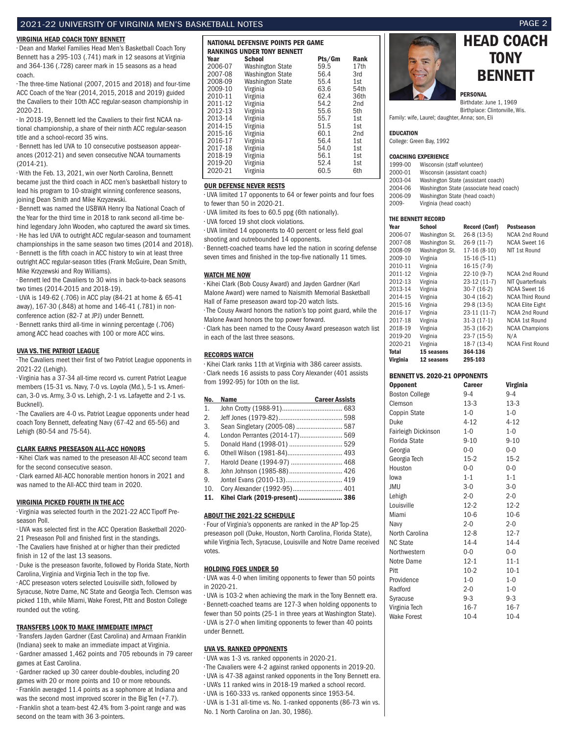## VIRGINIA HEAD COACH TONY BENNETT

· Dean and Markel Families Head Men's Basketball Coach Tony Bennett has a 295-103 (.741) mark in 12 seasons at Virginia and 364-136 (.728) career mark in 15 seasons as a head coach.

· The three-time National (2007, 2015 and 2018) and four-time ACC Coach of the Year (2014, 2015, 2018 and 2019) guided the Cavaliers to their 10th ACC regular-season championship in 2020-21.

· In 2018-19, Bennett led the Cavaliers to their first NCAA national championship, a share of their ninth ACC regular-season title and a school-record 35 wins.

· Bennett has led UVA to 10 consecutive postseason appearances (2012-21) and seven consecutive NCAA tournaments (2014-21).

· With the Feb. 13, 2021, win over North Carolina, Bennett became just the third coach in ACC men's basketball history to lead his program to 10-straight winning conference seasons, joining Dean Smith and Mike Krzyzewski.

· Bennett was named the USBWA Henry Iba National Coach of the Year for the third time in 2018 to rank second all-time behind legendary John Wooden, who captured the award six times.

· He has led UVA to outright ACC regular-season and tournament championships in the same season two times (2014 and 2018).

· Bennett is the fifth coach in ACC history to win at least three outright ACC regular-season titles (Frank McGuire, Dean Smith, Mike Krzyzewski and Roy Williams).

· Bennett led the Cavaliers to 30 wins in back-to-back seasons two times (2014-2015 and 2018-19).

· UVA is 149-62 (.706) in ACC play (84-21 at home & 65-41 away), 167-30 (.848) at home and 146-41 (.781) in non-conference action (82-7 at JPJ) under Bennett.

· Bennett ranks third all-time in winning percentage (.706) among ACC head coaches with 100 or more ACC wins.

## UVA VS. THE PATRIOT LEAGUE

· The Cavaliers meet their first of two Patriot League opponents in 2021-22 (Lehigh).

· Virginia has a 37-34 all-time record vs. current Patriot League members (15-31 vs. Navy, 7-0 vs. Loyola (Md.), 5-1 vs. American, 3-0 vs. Army, 3-0 vs. Lehigh, 2-1 vs. Lafayette and 2-1 vs. Bucknell).

· The Cavaliers are 4-0 vs. Patriot League opponents under head coach Tony Bennett, defeating Navy (67-42 and 65-56) and Lehigh (80-54 and 75-54).

## CLARK EARNS PRESEASON ALL-ACC HONORS

· Kihei Clark was named to the preseason All-ACC second team for the second consecutive season.

· Clark earned All-ACC honorable mention honors in 2021 and was named to the All-ACC third team in 2020.

## VIRGINIA PICKED FOURTH IN THE ACC

· Virginia was selected fourth in the 2021-22 ACC Tipoff Preseason Poll.

· UVA was selected first in the ACC Operation Basketball 2020-21 Preseason Poll and finished first in the standings.

· The Cavaliers have finished at or higher than their predicted finish in 12 of the last 13 seasons.

· Duke is the preseason favorite, followed by Florida State, North Carolina, Virginia and Virginia Tech in the top five.

· ACC preseason voters selected Louisville sixth, followed by Syracuse, Notre Dame, NC State and Georgia Tech. Clemson was picked 11th, while Miami, Wake Forest, Pitt and Boston College rounded out the voting.

## TRANSFERS LOOK TO MAKE IMMEDIATE IMPACT

· Transfers Jayden Gardner (East Carolina) and Armaan Franklin (Indiana) seek to make an immediate impact at Virginia.

· Gardner amassed 1,462 points and 705 rebounds in 79 career games at East Carolina.

· Gardner racked up 30 career double-doubles, including 20 games with 20 or more points and 10 or more rebounds.

· Franklin averaged 11.4 points as a sophomore at Indiana and was the second most improved scorer in the Big Ten (+7.7).

· Franklin shot a team-best 42.4% from 3-point range and was second on the team with 36 3-pointers.

## NATIONAL DEFENSIVE POINTS PER GAME RANKINGS UNDER TONY BENNETT

| Year | School | Pts/Gm | Rank |
|---|---|---|---|
| 2006-07 | Washington State | 59.5 | 17th |
| 2007-08 | Washington State | 56.4 | 3rd |
| 2008-09 | Washington State | 55.4 | 1st |
| 2009-10 | Virginia | 63.6 | 54th |
| 2010-11 | Virginia | 62.4 | 36th |
| 2011-12 | Virginia | 54.2 | 2nd |
| 2012-13 | Virginia | 55.6 | 5th |
| 2013-14 | Virginia | 55.7 | 1st |
| 2014-15 | Virginia | 51.5 | 1st |
| 2015-16 | Virginia | 60.1 | 2nd |
| 2016-17 | Virginia | 56.4 | 1st |
| 2017-18 | Virginia | 54.0 | 1st |
| 2018-19 | Virginia | 56.1 | 1st |
| 2019-20 | Virginia | 52.4 | 1st |
| 2020-21 | Virginia | 60.5 | 6th |

## OUR DEFENSE NEVER RESTS

· UVA limited 17 opponents to 64 or fewer points and four foes to fewer than 50 in 2020-21.

· UVA limited its foes to 60.5 ppg (6th nationally).

· UVA forced 19 shot clock violations.

· UVA limited 14 opponents to 40 percent or less field goal shooting and outrebounded 14 opponents.

· Bennett-coached teams have led the nation in scoring defense seven times and finished in the top-five nationally 11 times.

## WATCH ME NOW

· Kihei Clark (Bob Cousy Award) and Jayden Gardner (Karl Malone Award) were named to Naismith Memorial Basketball Hall of Fame preseason award top-20 watch lists.

· The Cousy Award honors the nation's top point guard, while the Malone Award honors the top power forward.

· Clark has been named to the Cousy Award preseason watch list in each of the last three seasons.

## RECORDS WATCH

· Kihei Clark ranks 11th at Virginia with 386 career assists.

· Clark needs 16 assists to pass Cory Alexander (401 assists from 1992-95) for 10th on the list.

| No. | Name | Career Assists |
|---|---|---|
| 1. | John Crotty (1988-91) | 683 |
| 2. | Jeff Jones (1979-82) | 598 |
| 3. | Sean Singletary (2005-08) | 587 |
| 4. | London Perrantes (2014-17) | 569 |
| 5. | Donald Hand (1998-01) | 529 |
| 6. | Othell Wilson (1981-84) | 493 |
| 7. | Harold Deane (1994-97) | 468 |
| 8. | John Johnson (1985-88) | 426 |
| 9. | Jontel Evans (2010-13) | 419 |
| 10. | Cory Alexander (1992-95) | 401 |
| **11.** | **Kihei Clark (2019-present)** | **386** |

## ABOUT THE 2021-22 SCHEDULE

· Four of Virginia's opponents are ranked in the AP Top-25 preseason poll (Duke, Houston, North Carolina, Florida State), while Virginia Tech, Syracuse, Louisville and Notre Dame received votes.

## HOLDING FOES UNDER 50

· UVA was 4-0 when limiting opponents to fewer than 50 points in 2020-21.

· UVA is 103-2 when achieving the mark in the Tony Bennett era.

· Bennett-coached teams are 127-3 when holding opponents to fewer than 50 points (25-1 in three years at Washington State).

· UVA is 27-0 when limiting opponents to fewer than 40 points under Bennett.

## UVA VS. RANKED OPPONENTS

· UVA was 1-3 vs. ranked opponents in 2020-21.

· The Cavaliers were 4-2 against ranked opponents in 2019-20.

· UVA is 47-38 against ranked opponents in the Tony Bennett era.

· UVA's 11 ranked wins in 2018-19 marked a school record.

· UVA is 160-333 vs. ranked opponents since 1953-54.

· UVA is 1-31 all-time vs. No. 1-ranked opponents (86-73 win vs. No. 1 North Carolina on Jan. 30, 1986).

# HEAD COACH TONY BENNETT

**PERSONAL**

Birthdate: June 1, 1969

Birthplace: Clintonville, Wis.

Family: wife, Laurel; daughter, Anna; son, Eli

**EDUCATION**

College: Green Bay, 1992

**COACHING EXPERIENCE**

| | |
|---|---|
| 1999-00 | Wisconsin (staff volunteer) |
| 2000-01 | Wisconsin (assistant coach) |
| 2003-04 | Washington State (assistant coach) |
| 2004-06 | Washington State (associate head coach) |
| 2006-09 | Washington State (head coach) |
| 2009- | Virginia (head coach) |

**THE BENNETT RECORD**

| Year | School | Record (Conf) | Postseason |
|---|---|---|---|
| 2006-07 | Washington St. | 26-8 (13-5) | NCAA 2nd Round |
| 2007-08 | Washington St. | 26-9 (11-7) | NCAA Sweet 16 |
| 2008-09 | Washington St. | 17-16 (8-10) | NIT 1st Round |
| 2009-10 | Virginia | 15-16 (5-11) | |
| 2010-11 | Virginia | 16-15 (7-9) | |
| 2011-12 | Virginia | 22-10 (9-7) | NCAA 2nd Round |
| 2012-13 | Virginia | 23-12 (11-7) | NIT Quarterfinals |
| 2013-14 | Virginia | 30-7 (16-2) | NCAA Sweet 16 |
| 2014-15 | Virginia | 30-4 (16-2) | NCAA Third Round |
| 2015-16 | Virginia | 29-8 (13-5) | NCAA Elite Eight |
| 2016-17 | Virginia | 23-11 (11-7) | NCAA 2nd Round |
| 2017-18 | Virginia | 31-3 (17-1) | NCAA 1st Round |
| 2018-19 | Virginia | 35-3 (16-2) | NCAA Champions |
| 2019-20 | Virginia | 23-7 (15-5) | N/A |
| 2020-21 | Virginia | 18-7 (13-4) | NCAA First Round |
| **Total** | **15 seasons** | **364-136** | |
| **Virginia** | **12 seasons** | **295-103** | |

**BENNETT VS. 2020-21 OPPONENTS**

| Opponent | Career | Virginia |
|---|---|---|
| Boston College | 9-4 | 9-4 |
| Clemson | 13-3 | 13-3 |
| Coppin State | 1-0 | 1-0 |
| Duke | 4-12 | 4-12 |
| Fairleigh Dickinson | 1-0 | 1-0 |
| Florida State | 9-10 | 9-10 |
| Georgia | 0-0 | 0-0 |
| Georgia Tech | 15-2 | 15-2 |
| Houston | 0-0 | 0-0 |
| Iowa | 1-1 | 1-1 |
| JMU | 3-0 | 3-0 |
| Lehigh | 2-0 | 2-0 |
| Louisville | 12-2 | 12-2 |
| Miami | 10-6 | 10-6 |
| Navy | 2-0 | 2-0 |
| North Carolina | 12-8 | 12-7 |
| NC State | 14-4 | 14-4 |
| Northwestern | 0-0 | 0-0 |
| Notre Dame | 12-1 | 11-1 |
| Pitt | 10-2 | 10-1 |
| Providence | 1-0 | 1-0 |
| Radford | 2-0 | 1-0 |
| Syracuse | 9-3 | 9-3 |
| Virginia Tech | 16-7 | 16-7 |
| Wake Forest | 10-4 | 10-4 |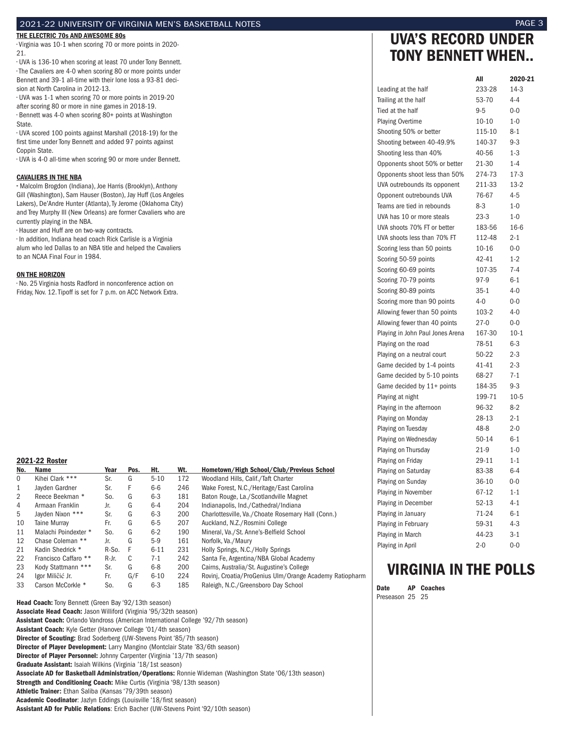### THE ELECTRIC 70s AND AWESOME 80s

- Virginia was 10-1 when scoring 70 or more points in 2020-21.
- UVA is 136-10 when scoring at least 70 under Tony Bennett.
- The Cavaliers are 4-0 when scoring 80 or more points under Bennett and 39-1 all-time with their lone loss a 93-81 decision at North Carolina in 2012-13.
- UVA was 1-1 when scoring 70 or more points in 2019-20 after scoring 80 or more in nine games in 2018-19.
- Bennett was 4-0 when scoring 80+ points at Washington State.
- UVA scored 100 points against Marshall (2018-19) for the first time under Tony Bennett and added 97 points against Coppin State.
- UVA is 4-0 all-time when scoring 90 or more under Bennett.

### CAVALIERS IN THE NBA

- Malcolm Brogdon (Indiana), Joe Harris (Brooklyn), Anthony Gill (Washington), Sam Hauser (Boston), Jay Huff (Los Angeles Lakers), De'Andre Hunter (Atlanta), Ty Jerome (Oklahoma City) and Trey Murphy III (New Orleans) are former Cavaliers who are currently playing in the NBA.
- Hauser and Huff are on two-way contracts.
- In addition, Indiana head coach Rick Carlisle is a Virginia alum who led Dallas to an NBA title and helped the Cavaliers to an NCAA Final Four in 1984.

### ON THE HORIZON

- No. 25 Virginia hosts Radford in nonconference action on Friday, Nov. 12. Tipoff is set for 7 p.m. on ACC Network Extra.

### 2021-22 Roster

| No. | Name | Year | Pos. | Ht. | Wt. | Hometown/High School/Club/Previous School |
|---|---|---|---|---|---|---|
| 0 | Kihei Clark *** | Sr. | G | 5-10 | 172 | Woodland Hills, Calif./Taft Charter |
| 1 | Jayden Gardner | Sr. | F | 6-6 | 246 | Wake Forest, N.C./Heritage/East Carolina |
| 2 | Reece Beekman * | So. | G | 6-3 | 181 | Baton Rouge, La./Scotlandville Magnet |
| 4 | Armaan Franklin | Jr. | G | 6-4 | 204 | Indianapolis, Ind./Cathedral/Indiana |
| 5 | Jayden Nixon *** | Sr. | G | 6-3 | 200 | Charlottesville, Va./Choate Rosemary Hall (Conn.) |
| 10 | Taine Murray | Fr. | G | 6-5 | 207 | Auckland, N.Z./Rosmini College |
| 11 | Malachi Poindexter * | So. | G | 6-2 | 190 | Mineral, Va./St. Anne's-Belfield School |
| 12 | Chase Coleman ** | Jr. | G | 5-9 | 161 | Norfolk, Va./Maury |
| 21 | Kadin Shedrick * | R-So. | F | 6-11 | 231 | Holly Springs, N.C./Holly Springs |
| 22 | Francisco Caffaro ** | R-Jr. | C | 7-1 | 242 | Santa Fe, Argentina/NBA Global Academy |
| 23 | Kody Stattmann *** | Sr. | G | 6-8 | 200 | Cairns, Australia/St. Augustine's College |
| 24 | Igor Miličić Jr. | Fr. | G/F | 6-10 | 224 | Rovinj, Croatia/ProGenius Ulm/Orange Academy Ratiopharm |
| 33 | Carson McCorkle * | So. | G | 6-3 | 185 | Raleigh, N.C./Greensboro Day School |

**Head Coach:** Tony Bennett (Green Bay '92/13th season)
**Associate Head Coach:** Jason Williford (Virginia '95/32th season)
**Assistant Coach:** Orlando Vandross (American International College '92/7th season)
**Assistant Coach:** Kyle Getter (Hanover College '01/4th season)
**Director of Scouting:** Brad Soderberg (UW-Stevens Point '85/7th season)
**Director of Player Development:** Larry Mangino (Montclair State '83/6th season)
**Director of Player Personnel:** Johnny Carpenter (Virginia '13/7th season)
**Graduate Assistant:** Isaiah Wilkins (Virginia '18/1st season)
**Associate AD for Basketball Administration/Operations:** Ronnie Wideman (Washington State '06/13th season)
**Strength and Conditioning Coach:** Mike Curtis (Virginia '98/13th season)
**Athletic Trainer:** Ethan Saliba (Kansas '79/39th season)
**Academic Coodinator**: Jazlyn Eddings (Louisville '18/first season)
**Assistant AD for Public Relations**: Erich Bacher (UW-Stevens Point '92/10th season)

## UVA'S RECORD UNDER TONY BENNETT WHEN..

| | All | 2020-21 |
|---|---|---|
| Leading at the half | 233-28 | 14-3 |
| Trailing at the half | 53-70 | 4-4 |
| Tied at the half | 9-5 | 0-0 |
| Playing Overtime | 10-10 | 1-0 |
| Shooting 50% or better | 115-10 | 8-1 |
| Shooting between 40-49.9% | 140-37 | 9-3 |
| Shooting less than 40% | 40-56 | 1-3 |
| Opponents shoot 50% or better | 21-30 | 1-4 |
| Opponents shoot less than 50% | 274-73 | 17-3 |
| UVA outrebounds its opponent | 211-33 | 13-2 |
| Opponent outrebounds UVA | 76-67 | 4-5 |
| Teams are tied in rebounds | 8-3 | 1-0 |
| UVA has 10 or more steals | 23-3 | 1-0 |
| UVA shoots 70% FT or better | 183-56 | 16-6 |
| UVA shoots less than 70% FT | 112-48 | 2-1 |
| Scoring less than 50 points | 10-16 | 0-0 |
| Scoring 50-59 points | 42-41 | 1-2 |
| Scoring 60-69 points | 107-35 | 7-4 |
| Scoring 70-79 points | 97-9 | 6-1 |
| Scoring 80-89 points | 35-1 | 4-0 |
| Scoring more than 90 points | 4-0 | 0-0 |
| Allowing fewer than 50 points | 103-2 | 4-0 |
| Allowing fewer than 40 points | 27-0 | 0-0 |
| Playing in John Paul Jones Arena | 167-30 | 10-1 |
| Playing on the road | 78-51 | 6-3 |
| Playing on a neutral court | 50-22 | 2-3 |
| Game decided by 1-4 points | 41-41 | 2-3 |
| Game decided by 5-10 points | 68-27 | 7-1 |
| Game decided by 11+ points | 184-35 | 9-3 |
| Playing at night | 199-71 | 10-5 |
| Playing in the afternoon | 96-32 | 8-2 |
| Playing on Monday | 28-13 | 2-1 |
| Playing on Tuesday | 48-8 | 2-0 |
| Playing on Wednesday | 50-14 | 6-1 |
| Playing on Thursday | 21-9 | 1-0 |
| Playing on Friday | 29-11 | 1-1 |
| Playing on Saturday | 83-38 | 6-4 |
| Playing on Sunday | 36-10 | 0-0 |
| Playing in November | 67-12 | 1-1 |
| Playing in December | 52-13 | 4-1 |
| Playing in January | 71-24 | 6-1 |
| Playing in February | 59-31 | 4-3 |
| Playing in March | 44-23 | 3-1 |
| Playing in April | 2-0 | 0-0 |

## VIRGINIA IN THE POLLS

| Date | AP | Coaches |
|---|---|---|
| Preseason | 25 | 25 |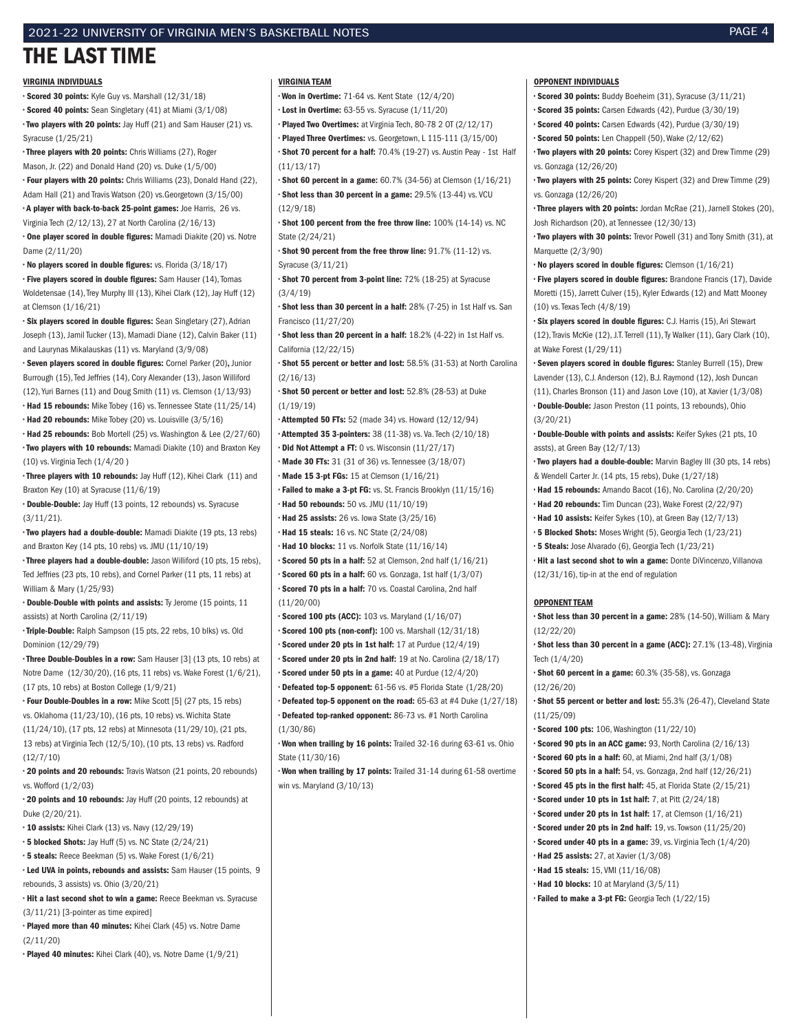# THE LAST TIME

## VIRGINIA INDIVIDUALS

- **Scored 30 points:** Kyle Guy vs. Marshall (12/31/18)
- **Scored 40 points:** Sean Singletary (41) at Miami (3/1/08)
- **Two players with 20 points:** Jay Huff (21) and Sam Hauser (21) vs. Syracuse (1/25/21)
- **Three players with 20 points:** Chris Williams (27), Roger Mason, Jr. (22) and Donald Hand (20) vs. Duke (1/5/00)
- **Four players with 20 points:** Chris Williams (23), Donald Hand (22), Adam Hall (21) and Travis Watson (20) vs.Georgetown (3/15/00)
- **A player with back-to-back 25-point games:** Joe Harris, 26 vs. Virginia Tech (2/12/13), 27 at North Carolina (2/16/13)
- **One player scored in double figures:** Mamadi Diakite (20) vs. Notre Dame (2/11/20)
- **No players scored in double figures:** vs. Florida (3/18/17)
- **Five players scored in double figures:** Sam Hauser (14), Tomas Woldetensae (14), Trey Murphy III (13), Kihei Clark (12), Jay Huff (12) at Clemson (1/16/21)
- **Six players scored in double figures:** Sean Singletary (27), Adrian Joseph (13), Jamil Tucker (13), Mamadi Diane (12), Calvin Baker (11) and Laurynas Mikalauskas (11) vs. Maryland (3/9/08)
- **Seven players scored in double figures:** Cornel Parker (20), Junior Burrough (15), Ted Jeffries (14), Cory Alexander (13), Jason Williford (12), Yuri Barnes (11) and Doug Smith (11) vs. Clemson (1/13/93)
- **Had 15 rebounds:** Mike Tobey (16) vs. Tennessee State (11/25/14)
- **Had 20 rebounds:** Mike Tobey (20) vs. Louisville (3/5/16)
- **Had 25 rebounds:** Bob Mortell (25) vs. Washington & Lee (2/27/60)
- **Two players with 10 rebounds:** Mamadi Diakite (10) and Braxton Key (10) vs. Virginia Tech (1/4/20 )
- **Three players with 10 rebounds:** Jay Huff (12), Kihei Clark (11) and Braxton Key (10) at Syracuse (11/6/19)
- **Double-Double:** Jay Huff (13 points, 12 rebounds) vs. Syracuse (3/11/21).
- **Two players had a double-double:** Mamadi Diakite (19 pts, 13 rebs) and Braxton Key (14 pts, 10 rebs) vs. JMU (11/10/19)
- **Three players had a double-double:** Jason Williford (10 pts, 15 rebs), Ted Jeffries (23 pts, 10 rebs), and Cornel Parker (11 pts, 11 rebs) at William & Mary (1/25/93)
- **Double-Double with points and assists:** Ty Jerome (15 points, 11 assists) at North Carolina (2/11/19)
- **Triple-Double:** Ralph Sampson (15 pts, 22 rebs, 10 blks) vs. Old Dominion (12/29/79)
- **Three Double-Doubles in a row:** Sam Hauser [3] (13 pts, 10 rebs) at Notre Dame (12/30/20), (16 pts, 11 rebs) vs. Wake Forest (1/6/21), (17 pts, 10 rebs) at Boston College (1/9/21)
- **Four Double-Doubles in a row:** Mike Scott [5] (27 pts, 15 rebs) vs. Oklahoma (11/23/10), (16 pts, 10 rebs) vs. Wichita State (11/24/10), (17 pts, 12 rebs) at Minnesota (11/29/10), (21 pts, 13 rebs) at Virginia Tech (12/5/10), (10 pts, 13 rebs) vs. Radford (12/7/10)
- **20 points and 20 rebounds:** Travis Watson (21 points, 20 rebounds) vs. Wofford (1/2/03)
- **20 points and 10 rebounds:** Jay Huff (20 points, 12 rebounds) at Duke (2/20/21).
- **10 assists:** Kihei Clark (13) vs. Navy (12/29/19)
- **5 blocked Shots:** Jay Huff (5) vs. NC State (2/24/21)
- **5 steals:** Reece Beekman (5) vs. Wake Forest (1/6/21)
- **Led UVA in points, rebounds and assists:** Sam Hauser (15 points, 9 rebounds, 3 assists) vs. Ohio (3/20/21)
- **Hit a last second shot to win a game:** Reece Beekman vs. Syracuse (3/11/21) [3-pointer as time expired]
- **Played more than 40 minutes:** Kihei Clark (45) vs. Notre Dame (2/11/20)
- **Played 40 minutes:** Kihei Clark (40), vs. Notre Dame (1/9/21)

## VIRGINIA TEAM

- **Won in Overtime:** 71-64 vs. Kent State (12/4/20)
- **Lost in Overtime:** 63-55 vs. Syracuse (1/11/20)
- **Played Two Overtimes:** at Virginia Tech, 80-78 2 OT (2/12/17)
- **Played Three Overtimes:** vs. Georgetown, L 115-111 (3/15/00)
- **Shot 70 percent for a half:** 70.4% (19-27) vs. Austin Peay - 1st Half (11/13/17)
- **Shot 60 percent in a game:** 60.7% (34-56) at Clemson (1/16/21)
- **Shot less than 30 percent in a game:** 29.5% (13-44) vs. VCU (12/9/18)
- **Shot 100 percent from the free throw line:** 100% (14-14) vs. NC State (2/24/21)
- **Shot 90 percent from the free throw line:** 91.7% (11-12) vs. Syracuse (3/11/21)
- **Shot 70 percent from 3-point line:** 72% (18-25) at Syracuse (3/4/19)
- **Shot less than 30 percent in a half:** 28% (7-25) in 1st Half vs. San Francisco (11/27/20)
- **Shot less than 20 percent in a half:** 18.2% (4-22) in 1st Half vs. California (12/22/15)
- **Shot 55 percent or better and lost:** 58.5% (31-53) at North Carolina (2/16/13)
- **Shot 50 percent or better and lost:** 52.8% (28-53) at Duke (1/19/19)
- **Attempted 50 FTs:** 52 (made 34) vs. Howard (12/12/94)
- **Attempted 35 3-pointers:** 38 (11-38) vs. Va. Tech (2/10/18)
- **Did Not Attempt a FT:** 0 vs. Wisconsin (11/27/17)
- **Made 30 FTs:** 31 (31 of 36) vs. Tennessee (3/18/07)
- **Made 15 3-pt FGs:** 15 at Clemson (1/16/21)
- **Failed to make a 3-pt FG:** vs. St. Francis Brooklyn (11/15/16)
- **Had 50 rebounds:** 50 vs. JMU (11/10/19)
- **Had 25 assists:** 26 vs. Iowa State (3/25/16)
- **Had 15 steals:** 16 vs. NC State (2/24/08)
- **Had 10 blocks:** 11 vs. Norfolk State (11/16/14)
- **Scored 50 pts in a half:** 52 at Clemson, 2nd half (1/16/21)
- **Scored 60 pts in a half:** 60 vs. Gonzaga, 1st half (1/3/07)
- **Scored 70 pts in a half:** 70 vs. Coastal Carolina, 2nd half (11/20/00)
- **Scored 100 pts (ACC):** 103 vs. Maryland (1/16/07)
- **Scored 100 pts (non-conf):** 100 vs. Marshall (12/31/18)
- **Scored under 20 pts in 1st half:** 17 at Purdue (12/4/19)
- **Scored under 20 pts in 2nd half:** 19 at No. Carolina (2/18/17)
- **Scored under 50 pts in a game:** 40 at Purdue (12/4/20)
- **Defeated top-5 opponent:** 61-56 vs. #5 Florida State (1/28/20)
- **Defeated top-5 opponent on the road:** 65-63 at #4 Duke (1/27/18)
- **Defeated top-ranked opponent:** 86-73 vs. #1 North Carolina (1/30/86)
- **Won when trailing by 16 points:** Trailed 32-16 during 63-61 vs. Ohio State (11/30/16)
- **Won when trailing by 17 points:** Trailed 31-14 during 61-58 overtime win vs. Maryland (3/10/13)

## OPPONENT INDIVIDUALS

- **Scored 30 points:** Buddy Boeheim (31), Syracuse (3/11/21)
- **Scored 35 points:** Carsen Edwards (42), Purdue (3/30/19)
- **Scored 40 points:** Carsen Edwards (42), Purdue (3/30/19)
- **Scored 50 points:** Len Chappell (50), Wake (2/12/62)
- **Two players with 20 points:** Corey Kispert (32) and Drew Timme (29) vs. Gonzaga (12/26/20)
- **Two players with 25 points:** Corey Kispert (32) and Drew Timme (29) vs. Gonzaga (12/26/20)
- **Three players with 20 points:** Jordan McRae (21), Jarnell Stokes (20), Josh Richardson (20), at Tennessee (12/30/13)
- **Two players with 30 points:** Trevor Powell (31) and Tony Smith (31), at Marquette (2/3/90)
- **No players scored in double figures:** Clemson (1/16/21)
- **Five players scored in double figures:** Brandone Francis (17), Davide Moretti (15), Jarrett Culver (15), Kyler Edwards (12) and Matt Mooney (10) vs. Texas Tech (4/8/19)
- **Six players scored in double figures:** C.J. Harris (15), Ari Stewart (12), Travis McKie (12), J.T. Terrell (11), Ty Walker (11), Gary Clark (10), at Wake Forest (1/29/11)
- **Seven players scored in double figures:** Stanley Burrell (15), Drew Lavender (13), C.J. Anderson (12), B.J. Raymond (12), Josh Duncan (11), Charles Bronson (11) and Jason Love (10), at Xavier (1/3/08)
- **Double-Double:** Jason Preston (11 points, 13 rebounds), Ohio (3/20/21)
- **Double-Double with points and assists:** Keifer Sykes (21 pts, 10 assts), at Green Bay (12/7/13)
- **Two players had a double-double:** Marvin Bagley III (30 pts, 14 rebs) & Wendell Carter Jr. (14 pts, 15 rebs), Duke (1/27/18)
- **Had 15 rebounds:** Amando Bacot (16), No. Carolina (2/20/20)
- **Had 20 rebounds:** Tim Duncan (23), Wake Forest (2/22/97)
- **Had 10 assists:** Keifer Sykes (10), at Green Bay (12/7/13)
- **5 Blocked Shots:** Moses Wright (5), Georgia Tech (1/23/21)
- **5 Steals:** Jose Alvarado (6), Georgia Tech (1/23/21)
- **Hit a last second shot to win a game:** Donte DiVincenzo, Villanova (12/31/16), tip-in at the end of regulation

## OPPONENT TEAM

- **Shot less than 30 percent in a game:** 28% (14-50), William & Mary (12/22/20)
- **Shot less than 30 percent in a game (ACC):** 27.1% (13-48), Virginia Tech (1/4/20)
- **Shot 60 percent in a game:** 60.3% (35-58), vs. Gonzaga (12/26/20)
- **Shot 55 percent or better and lost:** 55.3% (26-47), Cleveland State (11/25/09)
- **Scored 100 pts:** 106, Washington (11/22/10)
- **Scored 90 pts in an ACC game:** 93, North Carolina (2/16/13)
- **Scored 60 pts in a half:** 60, at Miami, 2nd half (3/1/08)
- **Scored 50 pts in a half:** 54, vs. Gonzaga, 2nd half (12/26/21)
- **Scored 45 pts in the first half:** 45, at Florida State (2/15/21)
- **Scored under 10 pts in 1st half:** 7, at Pitt (2/24/18)
- **Scored under 20 pts in 1st half:** 17, at Clemson (1/16/21)
- **Scored under 20 pts in 2nd half:** 19, vs. Towson (11/25/20)
- **Scored under 40 pts in a game:** 39, vs. Virginia Tech (1/4/20)
- **Had 25 assists:** 27, at Xavier (1/3/08)
- **Had 15 steals:** 15, VMI (11/16/08)
- **Had 10 blocks:** 10 at Maryland (3/5/11)
- **Failed to make a 3-pt FG:** Georgia Tech (1/22/15)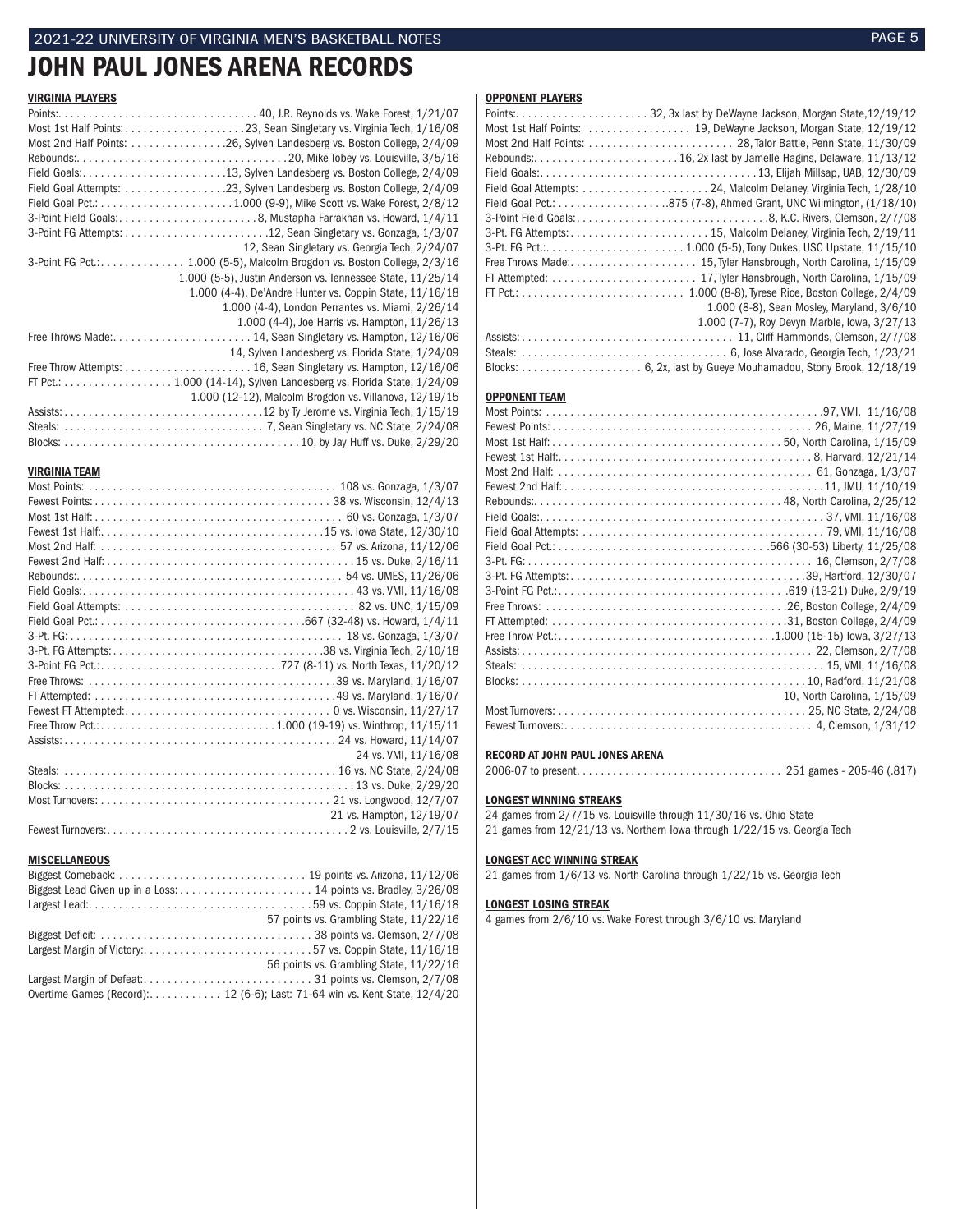# JOHN PAUL JONES ARENA RECORDS

## VIRGINIA PLAYERS

| Record | |
|---|---|
| Points: | 40, J.R. Reynolds vs. Wake Forest, 1/21/07 |
| Most 1st Half Points: | 23, Sean Singletary vs. Virginia Tech, 1/16/08 |
| Most 2nd Half Points: | 26, Sylven Landesberg vs. Boston College, 2/4/09 |
| Rebounds: | 20, Mike Tobey vs. Louisville, 3/5/16 |
| Field Goals: | 13, Sylven Landesberg vs. Boston College, 2/4/09 |
| Field Goal Attempts: | 23, Sylven Landesberg vs. Boston College, 2/4/09 |
| Field Goal Pct.: | 1.000 (9-9), Mike Scott vs. Wake Forest, 2/8/12 |
| 3-Point Field Goals: | 8, Mustapha Farrakhan vs. Howard, 1/4/11 |
| 3-Point FG Attempts: | 12, Sean Singletary vs. Gonzaga, 1/3/07 |
| | 12, Sean Singletary vs. Georgia Tech, 2/24/07 |
| 3-Point FG Pct.: | 1.000 (5-5), Malcolm Brogdon vs. Boston College, 2/3/16 |
| | 1.000 (5-5), Justin Anderson vs. Tennessee State, 11/25/14 |
| | 1.000 (4-4), De'Andre Hunter vs. Coppin State, 11/16/18 |
| | 1.000 (4-4), London Perrantes vs. Miami, 2/26/14 |
| | 1.000 (4-4), Joe Harris vs. Hampton, 11/26/13 |
| Free Throws Made: | 14, Sean Singletary vs. Hampton, 12/16/06 |
| | 14, Sylven Landesberg vs. Florida State, 1/24/09 |
| Free Throw Attempts: | 16, Sean Singletary vs. Hampton, 12/16/06 |
| FT Pct.: | 1.000 (14-14), Sylven Landesberg vs. Florida State, 1/24/09 |
| | 1.000 (12-12), Malcolm Brogdon vs. Villanova, 12/19/15 |
| Assists: | 12 by Ty Jerome vs. Virginia Tech, 1/15/19 |
| Steals: | 7, Sean Singletary vs. NC State, 2/24/08 |
| Blocks: | 10, by Jay Huff vs. Duke, 2/29/20 |

## VIRGINIA TEAM

| Record | |
|---|---|
| Most Points: | 108 vs. Gonzaga, 1/3/07 |
| Fewest Points: | 38 vs. Wisconsin, 12/4/13 |
| Most 1st Half: | 60 vs. Gonzaga, 1/3/07 |
| Fewest 1st Half: | 15 vs. Iowa State, 12/30/10 |
| Most 2nd Half: | 57 vs. Arizona, 11/12/06 |
| Fewest 2nd Half: | 15 vs. Duke, 2/16/11 |
| Rebounds: | 54 vs. UMES, 11/26/06 |
| Field Goals: | 43 vs. VMI, 11/16/08 |
| Field Goal Attempts: | 82 vs. UNC, 1/15/09 |
| Field Goal Pct.: | .667 (32-48) vs. Howard, 1/4/11 |
| 3-Pt. FG: | 18 vs. Gonzaga, 1/3/07 |
| 3-Pt. FG Attempts: | 38 vs. Virginia Tech, 2/10/18 |
| 3-Point FG Pct.: | .727 (8-11) vs. North Texas, 11/20/12 |
| Free Throws: | 39 vs. Maryland, 1/16/07 |
| FT Attempted: | 49 vs. Maryland, 1/16/07 |
| Fewest FT Attempted: | 0 vs. Wisconsin, 11/27/17 |
| Free Throw Pct.: | 1.000 (19-19) vs. Winthrop, 11/15/11 |
| Assists: | 24 vs. Howard, 11/14/07 |
| | 24 vs. VMI, 11/16/08 |
| Steals: | 16 vs. NC State, 2/24/08 |
| Blocks: | 13 vs. Duke, 2/29/20 |
| Most Turnovers: | 21 vs. Longwood, 12/7/07 |
| | 21 vs. Hampton, 12/19/07 |
| Fewest Turnovers: | 2 vs. Louisville, 2/7/15 |

## MISCELLANEOUS

| Record | |
|---|---|
| Biggest Comeback: | 19 points vs. Arizona, 11/12/06 |
| Biggest Lead Given up in a Loss: | 14 points vs. Bradley, 3/26/08 |
| Largest Lead: | 59 vs. Coppin State, 11/16/18 |
| | 57 points vs. Grambling State, 11/22/16 |
| Biggest Deficit: | 38 points vs. Clemson, 2/7/08 |
| Largest Margin of Victory: | 57 vs. Coppin State, 11/16/18 |
| | 56 points vs. Grambling State, 11/22/16 |
| Largest Margin of Defeat: | 31 points vs. Clemson, 2/7/08 |
| Overtime Games (Record): | 12 (6-6); Last: 71-64 win vs. Kent State, 12/4/20 |

## OPPONENT PLAYERS

| Record | |
|---|---|
| Points: | 32, 3x last by DeWayne Jackson, Morgan State, 12/19/12 |
| Most 1st Half Points: | 19, DeWayne Jackson, Morgan State, 12/19/12 |
| Most 2nd Half Points: | 28, Talor Battle, Penn State, 11/30/09 |
| Rebounds: | 16, 2x last by Jamelle Hagins, Delaware, 11/13/12 |
| Field Goals: | 13, Elijah Millsap, UAB, 12/30/09 |
| Field Goal Attempts: | 24, Malcolm Delaney, Virginia Tech, 1/28/10 |
| Field Goal Pct.: | .875 (7-8), Ahmed Grant, UNC Wilmington, (1/18/10) |
| 3-Point Field Goals: | 8, K.C. Rivers, Clemson, 2/7/08 |
| 3-Pt. FG Attempts: | 15, Malcolm Delaney, Virginia Tech, 2/19/11 |
| 3-Pt. FG Pct.: | 1.000 (5-5), Tony Dukes, USC Upstate, 11/15/10 |
| Free Throws Made: | 15, Tyler Hansbrough, North Carolina, 1/15/09 |
| FT Attempted: | 17, Tyler Hansbrough, North Carolina, 1/15/09 |
| FT Pct.: | 1.000 (8-8), Tyrese Rice, Boston College, 2/4/09 |
| | 1.000 (8-8), Sean Mosley, Maryland, 3/6/10 |
| | 1.000 (7-7), Roy Devyn Marble, Iowa, 3/27/13 |
| Assists: | 11, Cliff Hammonds, Clemson, 2/7/08 |
| Steals: | 6, Jose Alvarado, Georgia Tech, 1/23/21 |
| Blocks: | 6, 2x, last by Gueye Mouhamadou, Stony Brook, 12/18/19 |

## OPPONENT TEAM

| Record | |
|---|---|
| Most Points: | 97, VMI, 11/16/08 |
| Fewest Points: | 26, Maine, 11/27/19 |
| Most 1st Half: | 50, North Carolina, 1/15/09 |
| Fewest 1st Half: | 8, Harvard, 12/21/14 |
| Most 2nd Half: | 61, Gonzaga, 1/3/07 |
| Fewest 2nd Half: | 11, JMU, 11/10/19 |
| Rebounds: | 48, North Carolina, 2/25/12 |
| Field Goals: | 37, VMI, 11/16/08 |
| Field Goal Attempts: | 79, VMI, 11/16/08 |
| Field Goal Pct.: | .566 (30-53) Liberty, 11/25/08 |
| 3-Pt. FG: | 16, Clemson, 2/7/08 |
| 3-Pt. FG Attempts: | 39, Hartford, 12/30/07 |
| 3-Point FG Pct.: | .619 (13-21) Duke, 2/9/19 |
| Free Throws: | 26, Boston College, 2/4/09 |
| FT Attempted: | 31, Boston College, 2/4/09 |
| Free Throw Pct.: | 1.000 (15-15) Iowa, 3/27/13 |
| Assists: | 22, Clemson, 2/7/08 |
| Steals: | 15, VMI, 11/16/08 |
| Blocks: | 10, Radford, 11/21/08 |
| | 10, North Carolina, 1/15/09 |
| Most Turnovers: | 25, NC State, 2/24/08 |
| Fewest Turnovers: | 4, Clemson, 1/31/12 |

## RECORD AT JOHN PAUL JONES ARENA

2006-07 to present. . . . 251 games - 205-46 (.817)

## LONGEST WINNING STREAKS

24 games from 2/7/15 vs. Louisville through 11/30/16 vs. Ohio State

21 games from 12/21/13 vs. Northern Iowa through 1/22/15 vs. Georgia Tech

## LONGEST ACC WINNING STREAK

21 games from 1/6/13 vs. North Carolina through 1/22/15 vs. Georgia Tech

## LONGEST LOSING STREAK

4 games from 2/6/10 vs. Wake Forest through 3/6/10 vs. Maryland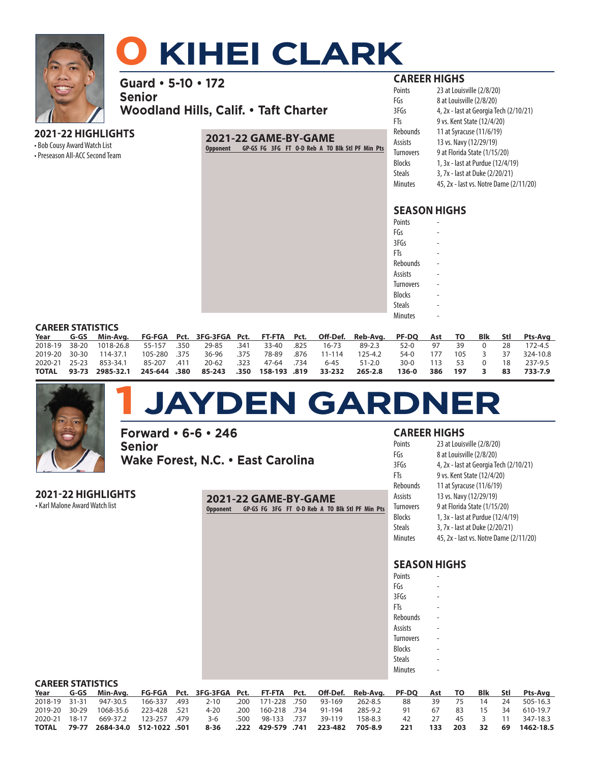# 0 KIHEI CLARK

**Guard • 5-10 • 172**
**Senior**
**Woodland Hills, Calif. • Taft Charter**

### 2021-22 HIGHLIGHTS
- Bob Cousy Award Watch List
- Preseason All-ACC Second Team

### 2021-22 GAME-BY-GAME

| Opponent | GP-GS | FG | 3FG | FT | O-D | Reb | A | TO | Blk | Stl | PF | Min | Pts |
|---|---|---|---|---|---|---|---|---|---|---|---|---|---|

### CAREER HIGHS

| | |
|---|---|
| Points | 23 at Louisville (2/8/20) |
| FGs | 8 at Louisville (2/8/20) |
| 3FGs | 4, 2x - last at Georgia Tech (2/10/21) |
| FTs | 9 vs. Kent State (12/4/20) |
| Rebounds | 11 at Syracuse (11/6/19) |
| Assists | 13 vs. Navy (12/29/19) |
| Turnovers | 9 at Florida State (1/15/20) |
| Blocks | 1, 3x - last at Purdue (12/4/19) |
| Steals | 3, 7x - last at Duke (2/20/21) |
| Minutes | 45, 2x - last vs. Notre Dame (2/11/20) |

### SEASON HIGHS

| | |
|---|---|
| Points | - |
| FGs | - |
| 3FGs | - |
| FTs | - |
| Rebounds | - |
| Assists | - |
| Turnovers | - |
| Blocks | - |
| Steals | - |
| Minutes | - |

### CAREER STATISTICS

| Year | G-GS | Min-Avg. | FG-FGA | Pct. | 3FG-3FGA | Pct. | FT-FTA | Pct. | Off-Def. | Reb-Avg. | PF-DQ | Ast | TO | Blk | Stl | Pts-Avg |
|---|---|---|---|---|---|---|---|---|---|---|---|---|---|---|---|---|
| 2018-19 | 38-20 | 1018-26.8 | 55-157 | .350 | 29-85 | .341 | 33-40 | .825 | 16-73 | 89-2.3 | 52-0 | 97 | 39 | 0 | 28 | 172-4.5 |
| 2019-20 | 30-30 | 114-37.1 | 105-280 | .375 | 36-96 | .375 | 78-89 | .876 | 11-114 | 125-4.2 | 54-0 | 177 | 105 | 3 | 37 | 324-10.8 |
| 2020-21 | 25-23 | 853-34.1 | 85-207 | .411 | 20-62 | .323 | 47-64 | .734 | 6-45 | 51-2.0 | 30-0 | 113 | 53 | 0 | 18 | 237-9.5 |
| **TOTAL** | **93-73** | **2985-32.1** | **245-644** | **.380** | **85-243** | **.350** | **158-193** | **.819** | **33-232** | **265-2.8** | **136-0** | **386** | **197** | **3** | **83** | **733-7.9** |

# 1 JAYDEN GARDNER

**Forward • 6-6 • 246**
**Senior**
**Wake Forest, N.C. • East Carolina**

### 2021-22 HIGHLIGHTS
- Karl Malone Award Watch list

### 2021-22 GAME-BY-GAME

| Opponent | GP-GS | FG | 3FG | FT | O-D | Reb | A | TO | Blk | Stl | PF | Min | Pts |
|---|---|---|---|---|---|---|---|---|---|---|---|---|---|

### CAREER HIGHS

| | |
|---|---|
| Points | 23 at Louisville (2/8/20) |
| FGs | 8 at Louisville (2/8/20) |
| 3FGs | 4, 2x - last at Georgia Tech (2/10/21) |
| FTs | 9 vs. Kent State (12/4/20) |
| Rebounds | 11 at Syracuse (11/6/19) |
| Assists | 13 vs. Navy (12/29/19) |
| Turnovers | 9 at Florida State (1/15/20) |
| Blocks | 1, 3x - last at Purdue (12/4/19) |
| Steals | 3, 7x - last at Duke (2/20/21) |
| Minutes | 45, 2x - last vs. Notre Dame (2/11/20) |

### SEASON HIGHS

| | |
|---|---|
| Points | - |
| FGs | - |
| 3FGs | - |
| FTs | - |
| Rebounds | - |
| Assists | - |
| Turnovers | - |
| Blocks | - |
| Steals | - |
| Minutes | - |

### CAREER STATISTICS

| Year | G-GS | Min-Avg. | FG-FGA | Pct. | 3FG-3FGA | Pct. | FT-FTA | Pct. | Off-Def. | Reb-Avg. | PF-DQ | Ast | TO | Blk | Stl | Pts-Avg |
|---|---|---|---|---|---|---|---|---|---|---|---|---|---|---|---|---|
| 2018-19 | 31-31 | 947-30.5 | 166-337 | .493 | 2-10 | .200 | 171-228 | .750 | 93-169 | 262-8.5 | 88 | 39 | 75 | 14 | 24 | 505-16.3 |
| 2019-20 | 30-29 | 1068-35.6 | 223-428 | .521 | 4-20 | .200 | 160-218 | .734 | 91-194 | 285-9.2 | 91 | 67 | 83 | 15 | 34 | 610-19.7 |
| 2020-21 | 18-17 | 669-37.2 | 123-257 | .479 | 3-6 | .500 | 98-133 | .737 | 39-119 | 158-8.3 | 42 | 27 | 45 | 3 | 11 | 347-18.3 |
| **TOTAL** | **79-77** | **2684-34.0** | **512-1022** | **.501** | **8-36** | **.222** | **429-579** | **.741** | **223-482** | **705-8.9** | **221** | **133** | **203** | **32** | **69** | **1462-18.5** |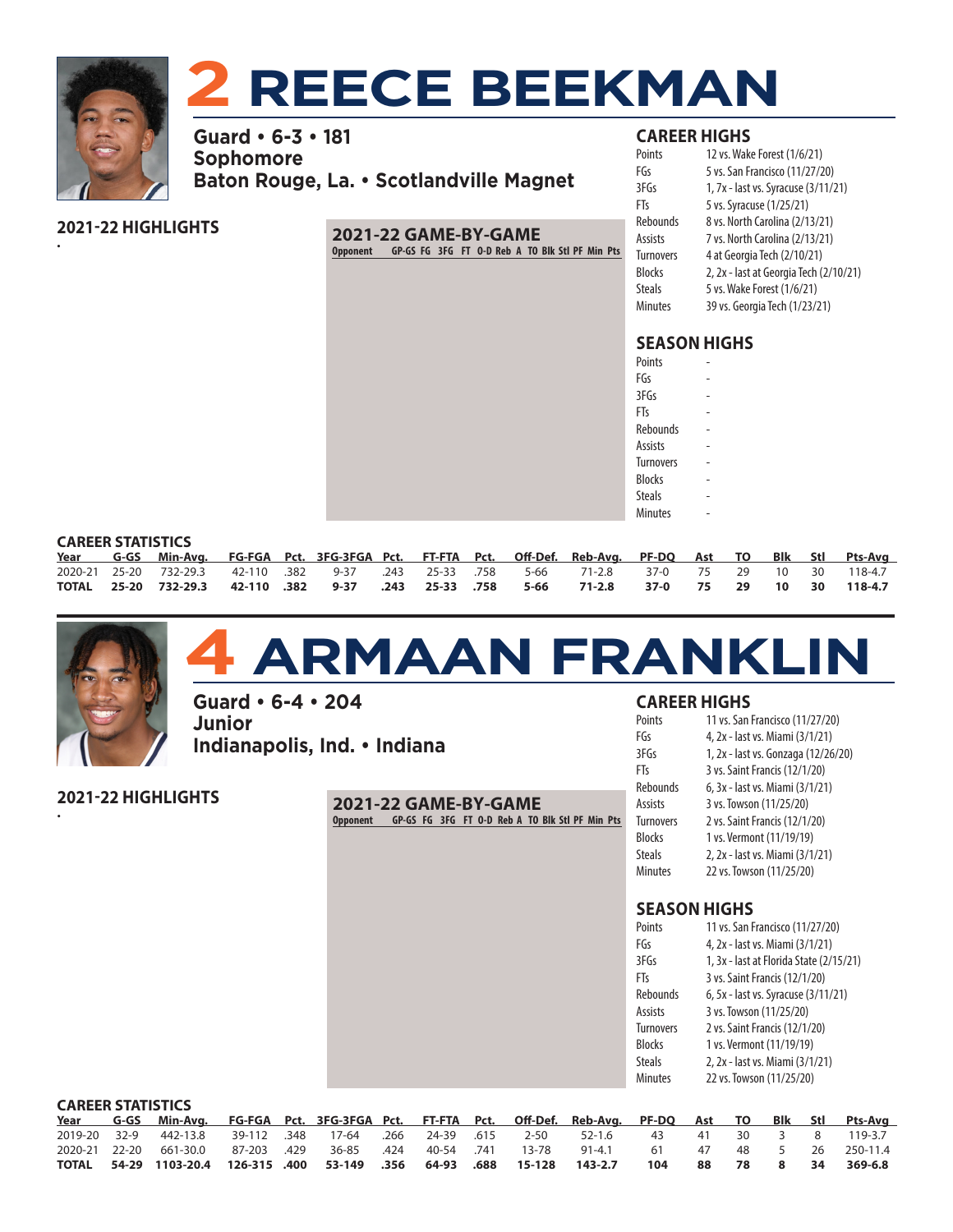# 2 REECE BEEKMAN

**Guard • 6-3 • 181**
**Sophomore**
**Baton Rouge, La. • Scotlandville Magnet**

## 2021-22 HIGHLIGHTS

•

## 2021-22 GAME-BY-GAME

| Opponent | GP-GS | FG | 3FG | FT | O-D | Reb | A | TO | Blk | Stl | PF | Min | Pts |
|---|---|---|---|---|---|---|---|---|---|---|---|---|---|

## CAREER HIGHS

| | |
|---|---|
| Points | 12 vs. Wake Forest (1/6/21) |
| FGs | 5 vs. San Francisco (11/27/20) |
| 3FGs | 1, 7x - last vs. Syracuse (3/11/21) |
| FTs | 5 vs. Syracuse (1/25/21) |
| Rebounds | 8 vs. North Carolina (2/13/21) |
| Assists | 7 vs. North Carolina (2/13/21) |
| Turnovers | 4 at Georgia Tech (2/10/21) |
| Blocks | 2, 2x - last at Georgia Tech (2/10/21) |
| Steals | 5 vs. Wake Forest (1/6/21) |
| Minutes | 39 vs. Georgia Tech (1/23/21) |

## SEASON HIGHS

| | |
|---|---|
| Points | - |
| FGs | - |
| 3FGs | - |
| FTs | - |
| Rebounds | - |
| Assists | - |
| Turnovers | - |
| Blocks | - |
| Steals | - |
| Minutes | - |

## CAREER STATISTICS

| Year | G-GS | Min-Avg. | FG-FGA | Pct. | 3FG-3FGA | Pct. | FT-FTA | Pct. | Off-Def. | Reb-Avg. | PF-DQ | Ast | TO | Blk | Stl | Pts-Avg |
|---|---|---|---|---|---|---|---|---|---|---|---|---|---|---|---|---|
| 2020-21 | 25-20 | 732-29.3 | 42-110 | .382 | 9-37 | .243 | 25-33 | .758 | 5-66 | 71-2.8 | 37-0 | 75 | 29 | 10 | 30 | 118-4.7 |
| **TOTAL** | **25-20** | **732-29.3** | **42-110** | **.382** | **9-37** | **.243** | **25-33** | **.758** | **5-66** | **71-2.8** | **37-0** | **75** | **29** | **10** | **30** | **118-4.7** |

# 4 ARMAAN FRANKLIN

**Guard • 6-4 • 204**
**Junior**
**Indianapolis, Ind. • Indiana**

## 2021-22 HIGHLIGHTS

•

## 2021-22 GAME-BY-GAME

| Opponent | GP-GS | FG | 3FG | FT | O-D | Reb | A | TO | Blk | Stl | PF | Min | Pts |
|---|---|---|---|---|---|---|---|---|---|---|---|---|---|

## CAREER HIGHS

| | |
|---|---|
| Points | 11 vs. San Francisco (11/27/20) |
| FGs | 4, 2x - last vs. Miami (3/1/21) |
| 3FGs | 1, 2x - last vs. Gonzaga (12/26/20) |
| FTs | 3 vs. Saint Francis (12/1/20) |
| Rebounds | 6, 3x - last vs. Miami (3/1/21) |
| Assists | 3 vs. Towson (11/25/20) |
| Turnovers | 2 vs. Saint Francis (12/1/20) |
| Blocks | 1 vs. Vermont (11/19/19) |
| Steals | 2, 2x - last vs. Miami (3/1/21) |
| Minutes | 22 vs. Towson (11/25/20) |

## SEASON HIGHS

| | |
|---|---|
| Points | 11 vs. San Francisco (11/27/20) |
| FGs | 4, 2x - last vs. Miami (3/1/21) |
| 3FGs | 1, 3x - last at Florida State (2/15/21) |
| FTs | 3 vs. Saint Francis (12/1/20) |
| Rebounds | 6, 5x - last vs. Syracuse (3/11/21) |
| Assists | 3 vs. Towson (11/25/20) |
| Turnovers | 2 vs. Saint Francis (12/1/20) |
| Blocks | 1 vs. Vermont (11/19/19) |
| Steals | 2, 2x - last vs. Miami (3/1/21) |
| Minutes | 22 vs. Towson (11/25/20) |

## CAREER STATISTICS

| Year | G-GS | Min-Avg. | FG-FGA | Pct. | 3FG-3FGA | Pct. | FT-FTA | Pct. | Off-Def. | Reb-Avg. | PF-DQ | Ast | TO | Blk | Stl | Pts-Avg |
|---|---|---|---|---|---|---|---|---|---|---|---|---|---|---|---|---|
| 2019-20 | 32-9 | 442-13.8 | 39-112 | .348 | 17-64 | .266 | 24-39 | .615 | 2-50 | 52-1.6 | 43 | 41 | 30 | 3 | 8 | 119-3.7 |
| 2020-21 | 22-20 | 661-30.0 | 87-203 | .429 | 36-85 | .424 | 40-54 | .741 | 13-78 | 91-4.1 | 61 | 47 | 48 | 5 | 26 | 250-11.4 |
| **TOTAL** | **54-29** | **1103-20.4** | **126-315** | **.400** | **53-149** | **.356** | **64-93** | **.688** | **15-128** | **143-2.7** | **104** | **88** | **78** | **8** | **34** | **369-6.8** |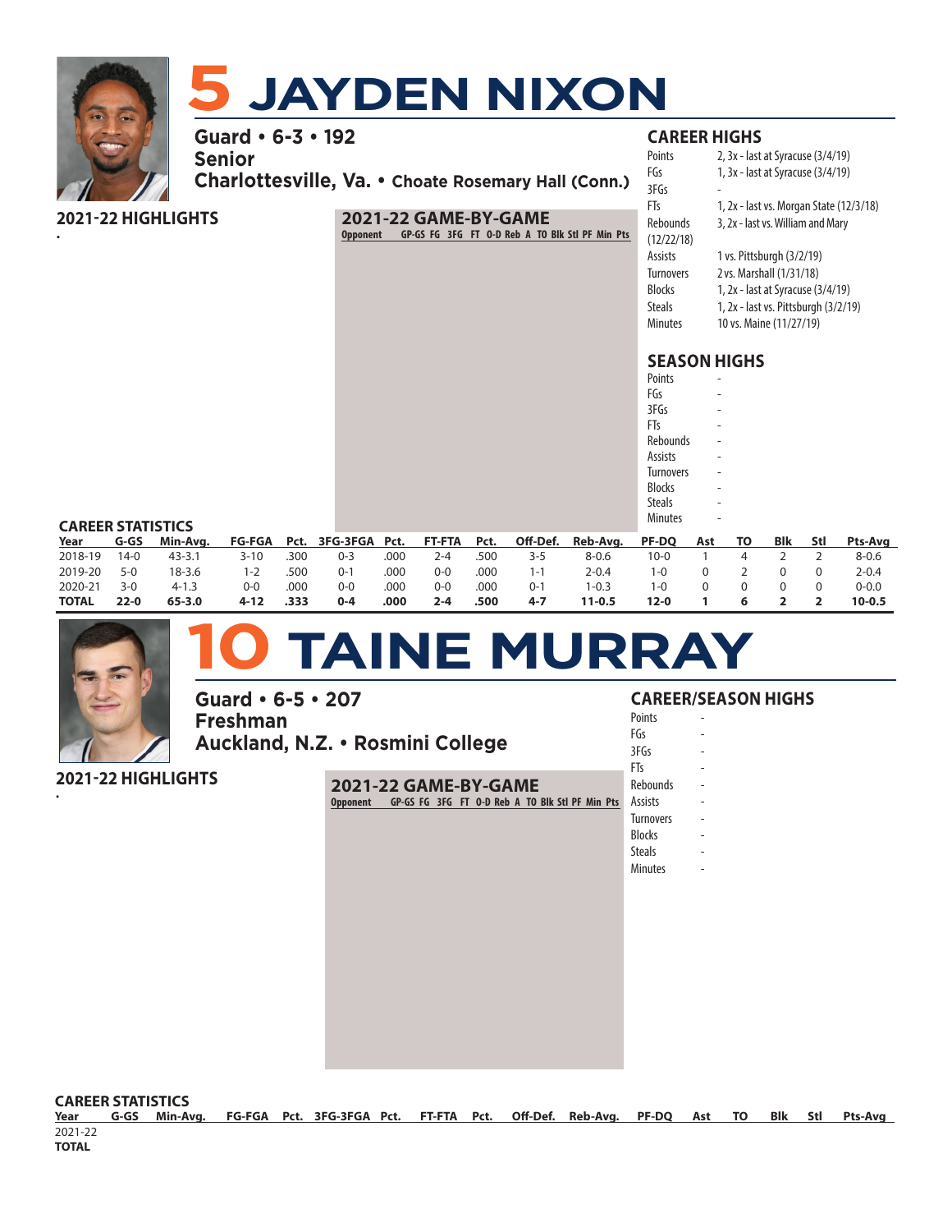# 5 JAYDEN NIXON

**Guard • 6-3 • 192**
**Senior**
**Charlottesville, Va. • Choate Rosemary Hall (Conn.)**

## CAREER HIGHS

| | |
|---|---|
| Points | 2, 3x - last at Syracuse (3/4/19) |
| FGs | 1, 3x - last at Syracuse (3/4/19) |
| 3FGs | - |
| FTs | 1, 2x - last vs. Morgan State (12/3/18) |
| Rebounds | 3, 2x - last vs. William and Mary (12/22/18) |
| Assists | 1 vs. Pittsburgh (3/2/19) |
| Turnovers | 2 vs. Marshall (1/31/18) |
| Blocks | 1, 2x - last at Syracuse (3/4/19) |
| Steals | 1, 2x - last vs. Pittsburgh (3/2/19) |
| Minutes | 10 vs. Maine (11/27/19) |

## 2021-22 HIGHLIGHTS

•

## 2021-22 GAME-BY-GAME

| Opponent | GP-GS | FG | 3FG | FT | O-D | Reb | A | TO | Blk | Stl | PF | Min | Pts |
|---|---|---|---|---|---|---|---|---|---|---|---|---|---|

## SEASON HIGHS

| | |
|---|---|
| Points | - |
| FGs | - |
| 3FGs | - |
| FTs | - |
| Rebounds | - |
| Assists | - |
| Turnovers | - |
| Blocks | - |
| Steals | - |
| Minutes | - |

## CAREER STATISTICS

| Year | G-GS | Min-Avg. | FG-FGA | Pct. | 3FG-3FGA | Pct. | FT-FTA | Pct. | Off-Def. | Reb-Avg. | PF-DQ | Ast | TO | Blk | Stl | Pts-Avg |
|---|---|---|---|---|---|---|---|---|---|---|---|---|---|---|---|---|
| 2018-19 | 14-0 | 43-3.1 | 3-10 | .300 | 0-3 | .000 | 2-4 | .500 | 3-5 | 8-0.6 | 10-0 | 1 | 4 | 2 | 2 | 8-0.6 |
| 2019-20 | 5-0 | 18-3.6 | 1-2 | .500 | 0-1 | .000 | 0-0 | .000 | 1-1 | 2-0.4 | 1-0 | 0 | 2 | 0 | 0 | 2-0.4 |
| 2020-21 | 3-0 | 4-1.3 | 0-0 | .000 | 0-0 | .000 | 0-0 | .000 | 0-1 | 1-0.3 | 1-0 | 0 | 0 | 0 | 0 | 0-0.0 |
| **TOTAL** | **22-0** | **65-3.0** | **4-12** | **.333** | **0-4** | **.000** | **2-4** | **.500** | **4-7** | **11-0.5** | **12-0** | **1** | **6** | **2** | **2** | **10-0.5** |

# 10 TAINE MURRAY

**Guard • 6-5 • 207**
**Freshman**
**Auckland, N.Z. • Rosmini College**

## CAREER/SEASON HIGHS

| | |
|---|---|
| Points | - |
| FGs | - |
| 3FGs | - |
| FTs | - |
| Rebounds | - |
| Assists | - |
| Turnovers | - |
| Blocks | - |
| Steals | - |
| Minutes | - |

## 2021-22 HIGHLIGHTS

•

## 2021-22 GAME-BY-GAME

| Opponent | GP-GS | FG | 3FG | FT | O-D | Reb | A | TO | Blk | Stl | PF | Min | Pts |
|---|---|---|---|---|---|---|---|---|---|---|---|---|---|

## CAREER STATISTICS

| Year | G-GS | Min-Avg. | FG-FGA | Pct. | 3FG-3FGA | Pct. | FT-FTA | Pct. | Off-Def. | Reb-Avg. | PF-DQ | Ast | TO | Blk | Stl | Pts-Avg |
|---|---|---|---|---|---|---|---|---|---|---|---|---|---|---|---|---|
| 2021-22 | | | | | | | | | | | | | | | | |
| **TOTAL** | | | | | | | | | | | | | | | | |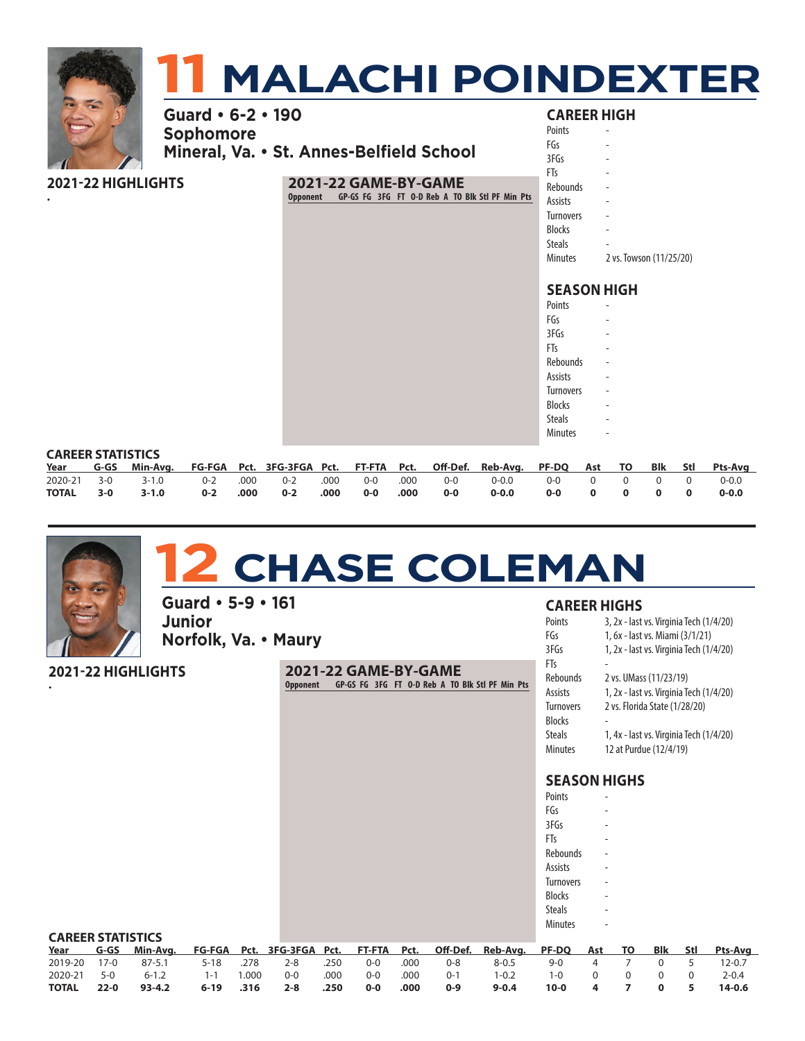# 11 MALACHI POINDEXTER

**Guard • 6-2 • 190**
**Sophomore**
**Mineral, Va. • St. Annes-Belfield School**

### 2021-22 HIGHLIGHTS

•

### 2021-22 GAME-BY-GAME

| Opponent | GP-GS | FG | 3FG | FT | O-D | Reb | A | TO | Blk | Stl | PF | Min | Pts |
|---|---|---|---|---|---|---|---|---|---|---|---|---|---|

### CAREER HIGH

| | |
|---|---|
| Points | - |
| FGs | - |
| 3FGs | - |
| FTs | - |
| Rebounds | - |
| Assists | - |
| Turnovers | - |
| Blocks | - |
| Steals | - |
| Minutes | 2 vs. Towson (11/25/20) |

### SEASON HIGH

| | |
|---|---|
| Points | - |
| FGs | - |
| 3FGs | - |
| FTs | - |
| Rebounds | - |
| Assists | - |
| Turnovers | - |
| Blocks | - |
| Steals | - |
| Minutes | - |

### CAREER STATISTICS

| Year | G-GS | Min-Avg. | FG-FGA | Pct. | 3FG-3FGA | Pct. | FT-FTA | Pct. | Off-Def. | Reb-Avg. | PF-DQ | Ast | TO | Blk | Stl | Pts-Avg |
|---|---|---|---|---|---|---|---|---|---|---|---|---|---|---|---|---|
| 2020-21 | 3-0 | 3-1.0 | 0-2 | .000 | 0-2 | .000 | 0-0 | .000 | 0-0 | 0-0.0 | 0-0 | 0 | 0 | 0 | 0 | 0-0.0 |
| **TOTAL** | **3-0** | **3-1.0** | **0-2** | **.000** | **0-2** | **.000** | **0-0** | **.000** | **0-0** | **0-0.0** | **0-0** | **0** | **0** | **0** | **0** | **0-0.0** |

# 12 CHASE COLEMAN

**Guard • 5-9 • 161**
**Junior**
**Norfolk, Va. • Maury**

### 2021-22 HIGHLIGHTS

•

### 2021-22 GAME-BY-GAME

| Opponent | GP-GS | FG | 3FG | FT | O-D | Reb | A | TO | Blk | Stl | PF | Min | Pts |
|---|---|---|---|---|---|---|---|---|---|---|---|---|---|

### CAREER HIGHS

| | |
|---|---|
| Points | 3, 2x - last vs. Virginia Tech (1/4/20) |
| FGs | 1, 6x - last vs. Miami (3/1/21) |
| 3FGs | 1, 2x - last vs. Virginia Tech (1/4/20) |
| FTs | - |
| Rebounds | 2 vs. UMass (11/23/19) |
| Assists | 1, 2x - last vs. Virginia Tech (1/4/20) |
| Turnovers | 2 vs. Florida State (1/28/20) |
| Blocks | - |
| Steals | 1, 4x - last vs. Virginia Tech (1/4/20) |
| Minutes | 12 at Purdue (12/4/19) |

### SEASON HIGHS

| | |
|---|---|
| Points | - |
| FGs | - |
| 3FGs | - |
| FTs | - |
| Rebounds | - |
| Assists | - |
| Turnovers | - |
| Blocks | - |
| Steals | - |
| Minutes | - |

### CAREER STATISTICS

| Year | G-GS | Min-Avg. | FG-FGA | Pct. | 3FG-3FGA | Pct. | FT-FTA | Pct. | Off-Def. | Reb-Avg. | PF-DQ | Ast | TO | Blk | Stl | Pts-Avg |
|---|---|---|---|---|---|---|---|---|---|---|---|---|---|---|---|---|
| 2019-20 | 17-0 | 87-5.1 | 5-18 | .278 | 2-8 | .250 | 0-0 | .000 | 0-8 | 8-0.5 | 9-0 | 4 | 7 | 0 | 5 | 12-0.7 |
| 2020-21 | 5-0 | 6-1.2 | 1-1 | 1.000 | 0-0 | .000 | 0-0 | .000 | 0-1 | 1-0.2 | 1-0 | 0 | 0 | 0 | 0 | 2-0.4 |
| **TOTAL** | **22-0** | **93-4.2** | **6-19** | **.316** | **2-8** | **.250** | **0-0** | **.000** | **0-9** | **9-0.4** | **10-0** | **4** | **7** | **0** | **5** | **14-0.6** |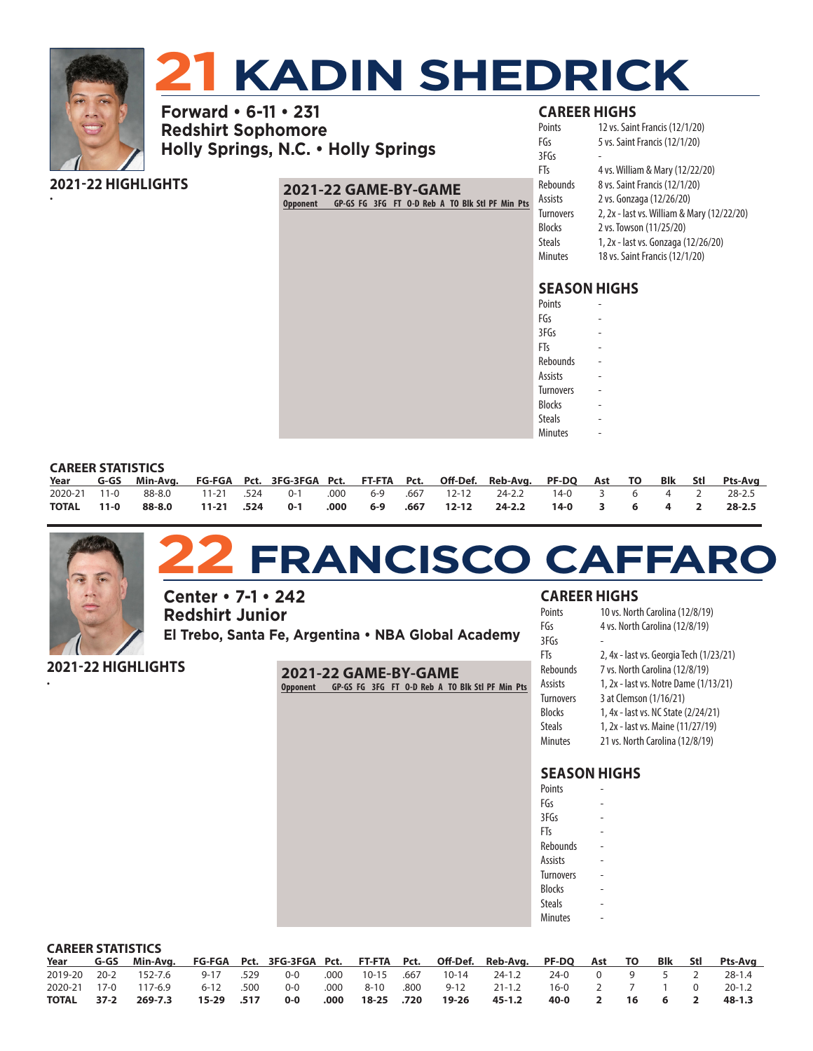# 21 KADIN SHEDRICK

**Forward • 6-11 • 231**
**Redshirt Sophomore**
**Holly Springs, N.C. • Holly Springs**

### 2021-22 HIGHLIGHTS

•

### 2021-22 GAME-BY-GAME

| Opponent | GP-GS | FG | 3FG | FT | O-D | Reb | A | TO | Blk | Stl | PF | Min | Pts |
|---|---|---|---|---|---|---|---|---|---|---|---|---|---|

### CAREER HIGHS

| | |
|---|---|
| Points | 12 vs. Saint Francis (12/1/20) |
| FGs | 5 vs. Saint Francis (12/1/20) |
| 3FGs | - |
| FTs | 4 vs. William & Mary (12/22/20) |
| Rebounds | 8 vs. Saint Francis (12/1/20) |
| Assists | 2 vs. Gonzaga (12/26/20) |
| Turnovers | 2, 2x - last vs. William & Mary (12/22/20) |
| Blocks | 2 vs. Towson (11/25/20) |
| Steals | 1, 2x - last vs. Gonzaga (12/26/20) |
| Minutes | 18 vs. Saint Francis (12/1/20) |

### SEASON HIGHS

| | |
|---|---|
| Points | - |
| FGs | - |
| 3FGs | - |
| FTs | - |
| Rebounds | - |
| Assists | - |
| Turnovers | - |
| Blocks | - |
| Steals | - |
| Minutes | - |

### CAREER STATISTICS

| Year | G-GS | Min-Avg. | FG-FGA | Pct. | 3FG-3FGA | Pct. | FT-FTA | Pct. | Off-Def. | Reb-Avg. | PF-DQ | Ast | TO | Blk | Stl | Pts-Avg |
|---|---|---|---|---|---|---|---|---|---|---|---|---|---|---|---|---|
| 2020-21 | 11-0 | 88-8.0 | 11-21 | .524 | 0-1 | .000 | 6-9 | .667 | 12-12 | 24-2.2 | 14-0 | 3 | 6 | 4 | 2 | 28-2.5 |
| **TOTAL** | **11-0** | **88-8.0** | **11-21** | **.524** | **0-1** | **.000** | **6-9** | **.667** | **12-12** | **24-2.2** | **14-0** | **3** | **6** | **4** | **2** | **28-2.5** |

# 22 FRANCISCO CAFFARO

**Center • 7-1 • 242**
**Redshirt Junior**
**El Trebo, Santa Fe, Argentina • NBA Global Academy**

### 2021-22 HIGHLIGHTS

•

### 2021-22 GAME-BY-GAME

| Opponent | GP-GS | FG | 3FG | FT | O-D | Reb | A | TO | Blk | Stl | PF | Min | Pts |
|---|---|---|---|---|---|---|---|---|---|---|---|---|---|

### CAREER HIGHS

| | |
|---|---|
| Points | 10 vs. North Carolina (12/8/19) |
| FGs | 4 vs. North Carolina (12/8/19) |
| 3FGs | - |
| FTs | 2, 4x - last vs. Georgia Tech (1/23/21) |
| Rebounds | 7 vs. North Carolina (12/8/19) |
| Assists | 1, 2x - last vs. Notre Dame (1/13/21) |
| Turnovers | 3 at Clemson (1/16/21) |
| Blocks | 1, 4x - last vs. NC State (2/24/21) |
| Steals | 1, 2x - last vs. Maine (11/27/19) |
| Minutes | 21 vs. North Carolina (12/8/19) |

### SEASON HIGHS

| | |
|---|---|
| Points | - |
| FGs | - |
| 3FGs | - |
| FTs | - |
| Rebounds | - |
| Assists | - |
| Turnovers | - |
| Blocks | - |
| Steals | - |
| Minutes | - |

### CAREER STATISTICS

| Year | G-GS | Min-Avg. | FG-FGA | Pct. | 3FG-3FGA | Pct. | FT-FTA | Pct. | Off-Def. | Reb-Avg. | PF-DQ | Ast | TO | Blk | Stl | Pts-Avg |
|---|---|---|---|---|---|---|---|---|---|---|---|---|---|---|---|---|
| 2019-20 | 20-2 | 152-7.6 | 9-17 | .529 | 0-0 | .000 | 10-15 | .667 | 10-14 | 24-1.2 | 24-0 | 0 | 9 | 5 | 2 | 28-1.4 |
| 2020-21 | 17-0 | 117-6.9 | 6-12 | .500 | 0-0 | .000 | 8-10 | .800 | 9-12 | 21-1.2 | 16-0 | 2 | 7 | 1 | 0 | 20-1.2 |
| **TOTAL** | **37-2** | **269-7.3** | **15-29** | **.517** | **0-0** | **.000** | **18-25** | **.720** | **19-26** | **45-1.2** | **40-0** | **2** | **16** | **6** | **2** | **48-1.3** |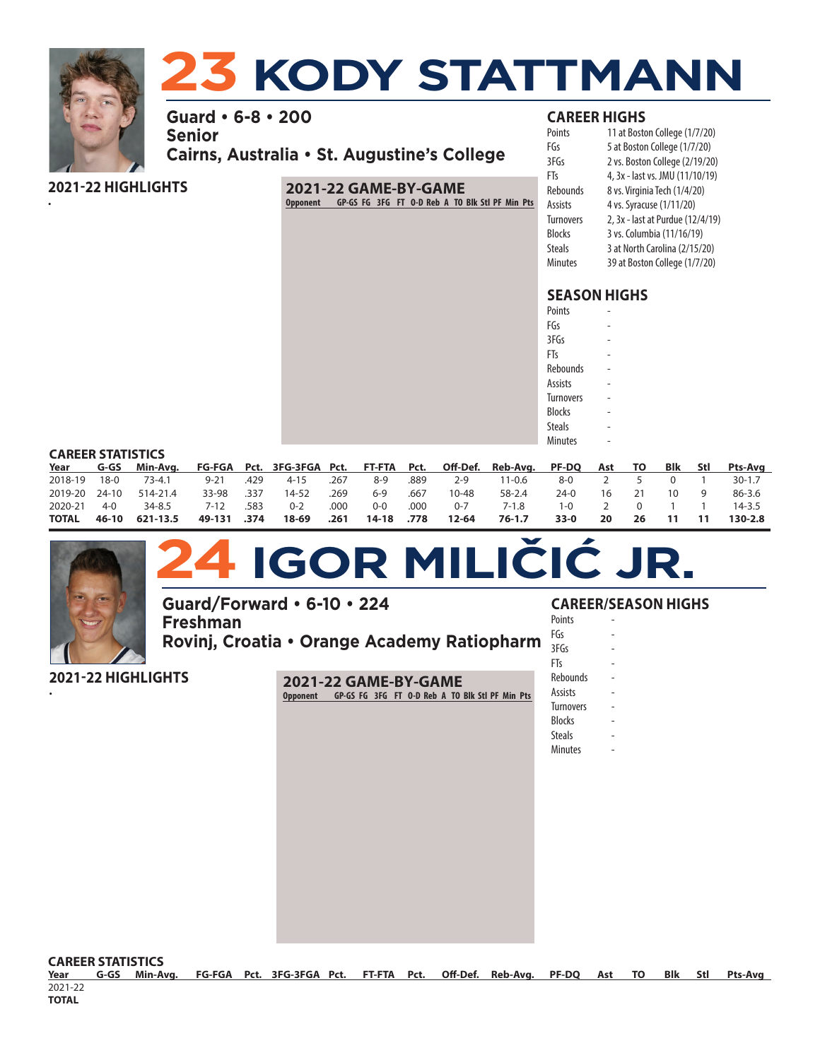# 23 KODY STATTMANN

**Guard • 6-8 • 200**
**Senior**
**Cairns, Australia • St. Augustine's College**

## 2021-22 HIGHLIGHTS

•

## 2021-22 GAME-BY-GAME

| Opponent | GP-GS | FG | 3FG | FT | O-D | Reb | A | TO | Blk | Stl | PF | Min | Pts |
|---|---|---|---|---|---|---|---|---|---|---|---|---|---|

## CAREER HIGHS

| | |
|---|---|
| Points | 11 at Boston College (1/7/20) |
| FGs | 5 at Boston College (1/7/20) |
| 3FGs | 2 vs. Boston College (2/19/20) |
| FTs | 4, 3x - last vs. JMU (11/10/19) |
| Rebounds | 8 vs. Virginia Tech (1/4/20) |
| Assists | 4 vs. Syracuse (1/11/20) |
| Turnovers | 2, 3x - last at Purdue (12/4/19) |
| Blocks | 3 vs. Columbia (11/16/19) |
| Steals | 3 at North Carolina (2/15/20) |
| Minutes | 39 at Boston College (1/7/20) |

## SEASON HIGHS

| | |
|---|---|
| Points | - |
| FGs | - |
| 3FGs | - |
| FTs | - |
| Rebounds | - |
| Assists | - |
| Turnovers | - |
| Blocks | - |
| Steals | - |
| Minutes | - |

## CAREER STATISTICS

| Year | G-GS | Min-Avg. | FG-FGA | Pct. | 3FG-3FGA | Pct. | FT-FTA | Pct. | Off-Def. | Reb-Avg. | PF-DQ | Ast | TO | Blk | Stl | Pts-Avg |
|---|---|---|---|---|---|---|---|---|---|---|---|---|---|---|---|---|
| 2018-19 | 18-0 | 73-4.1 | 9-21 | .429 | 4-15 | .267 | 8-9 | .889 | 2-9 | 11-0.6 | 8-0 | 2 | 5 | 0 | 1 | 30-1.7 |
| 2019-20 | 24-10 | 514-21.4 | 33-98 | .337 | 14-52 | .269 | 6-9 | .667 | 10-48 | 58-2.4 | 24-0 | 16 | 21 | 10 | 9 | 86-3.6 |
| 2020-21 | 4-0 | 34-8.5 | 7-12 | .583 | 0-2 | .000 | 0-0 | .000 | 0-7 | 7-1.8 | 1-0 | 2 | 0 | 1 | 1 | 14-3.5 |
| **TOTAL** | **46-10** | **621-13.5** | **49-131** | **.374** | **18-69** | **.261** | **14-18** | **.778** | **12-64** | **76-1.7** | **33-0** | **20** | **26** | **11** | **11** | **130-2.8** |

# 24 IGOR MILIČIĆ JR.

**Guard/Forward • 6-10 • 224**
**Freshman**
**Rovinj, Croatia • Orange Academy Ratiopharm**

## 2021-22 HIGHLIGHTS

•

## 2021-22 GAME-BY-GAME

| Opponent | GP-GS | FG | 3FG | FT | O-D | Reb | A | TO | Blk | Stl | PF | Min | Pts |
|---|---|---|---|---|---|---|---|---|---|---|---|---|---|

## CAREER/SEASON HIGHS

| | |
|---|---|
| Points | - |
| FGs | - |
| 3FGs | - |
| FTs | - |
| Rebounds | - |
| Assists | - |
| Turnovers | - |
| Blocks | - |
| Steals | - |
| Minutes | - |

## CAREER STATISTICS

| Year | G-GS | Min-Avg. | FG-FGA | Pct. | 3FG-3FGA | Pct. | FT-FTA | Pct. | Off-Def. | Reb-Avg. | PF-DQ | Ast | TO | Blk | Stl | Pts-Avg |
|---|---|---|---|---|---|---|---|---|---|---|---|---|---|---|---|---|
| 2021-22 | | | | | | | | | | | | | | | | |
| **TOTAL** | | | | | | | | | | | | | | | | |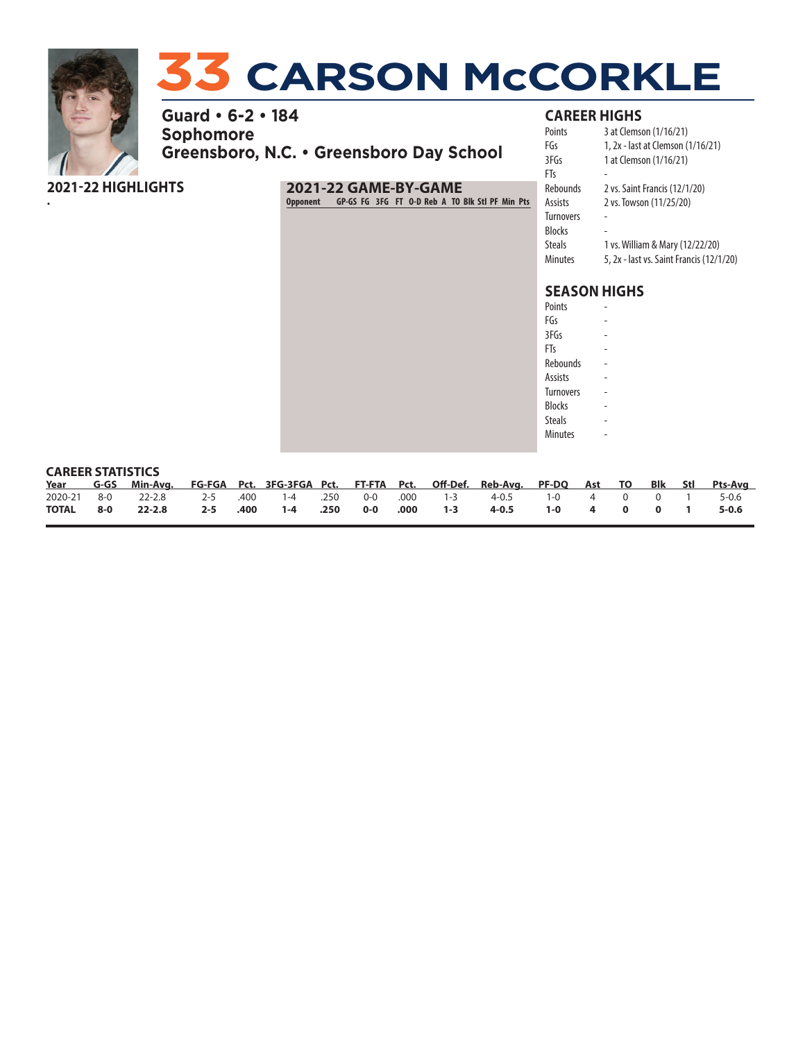# 33 CARSON McCORKLE

**Guard • 6-2 • 184**
**Sophomore**
**Greensboro, N.C. • Greensboro Day School**

## 2021-22 HIGHLIGHTS

•

## 2021-22 GAME-BY-GAME

| Opponent | GP-GS | FG | 3FG | FT | O-D | Reb | A | TO | Blk | Stl | PF | Min | Pts |
|---|---|---|---|---|---|---|---|---|---|---|---|---|---|

## CAREER HIGHS

| | |
|---|---|
| Points | 3 at Clemson (1/16/21) |
| FGs | 1, 2x - last at Clemson (1/16/21) |
| 3FGs | 1 at Clemson (1/16/21) |
| FTs | - |
| Rebounds | 2 vs. Saint Francis (12/1/20) |
| Assists | 2 vs. Towson (11/25/20) |
| Turnovers | - |
| Blocks | - |
| Steals | 1 vs. William & Mary (12/22/20) |
| Minutes | 5, 2x - last vs. Saint Francis (12/1/20) |

## SEASON HIGHS

| | |
|---|---|
| Points | - |
| FGs | - |
| 3FGs | - |
| FTs | - |
| Rebounds | - |
| Assists | - |
| Turnovers | - |
| Blocks | - |
| Steals | - |
| Minutes | - |

## CAREER STATISTICS

| Year | G-GS | Min-Avg. | FG-FGA | Pct. | 3FG-3FGA | Pct. | FT-FTA | Pct. | Off-Def. | Reb-Avg. | PF-DQ | Ast | TO | Blk | Stl | Pts-Avg |
|---|---|---|---|---|---|---|---|---|---|---|---|---|---|---|---|---|
| 2020-21 | 8-0 | 22-2.8 | 2-5 | .400 | 1-4 | .250 | 0-0 | .000 | 1-3 | 4-0.5 | 1-0 | 4 | 0 | 0 | 1 | 5-0.6 |
| **TOTAL** | **8-0** | **22-2.8** | **2-5** | **.400** | **1-4** | **.250** | **0-0** | **.000** | **1-3** | **4-0.5** | **1-0** | **4** | **0** | **0** | **1** | **5-0.6** |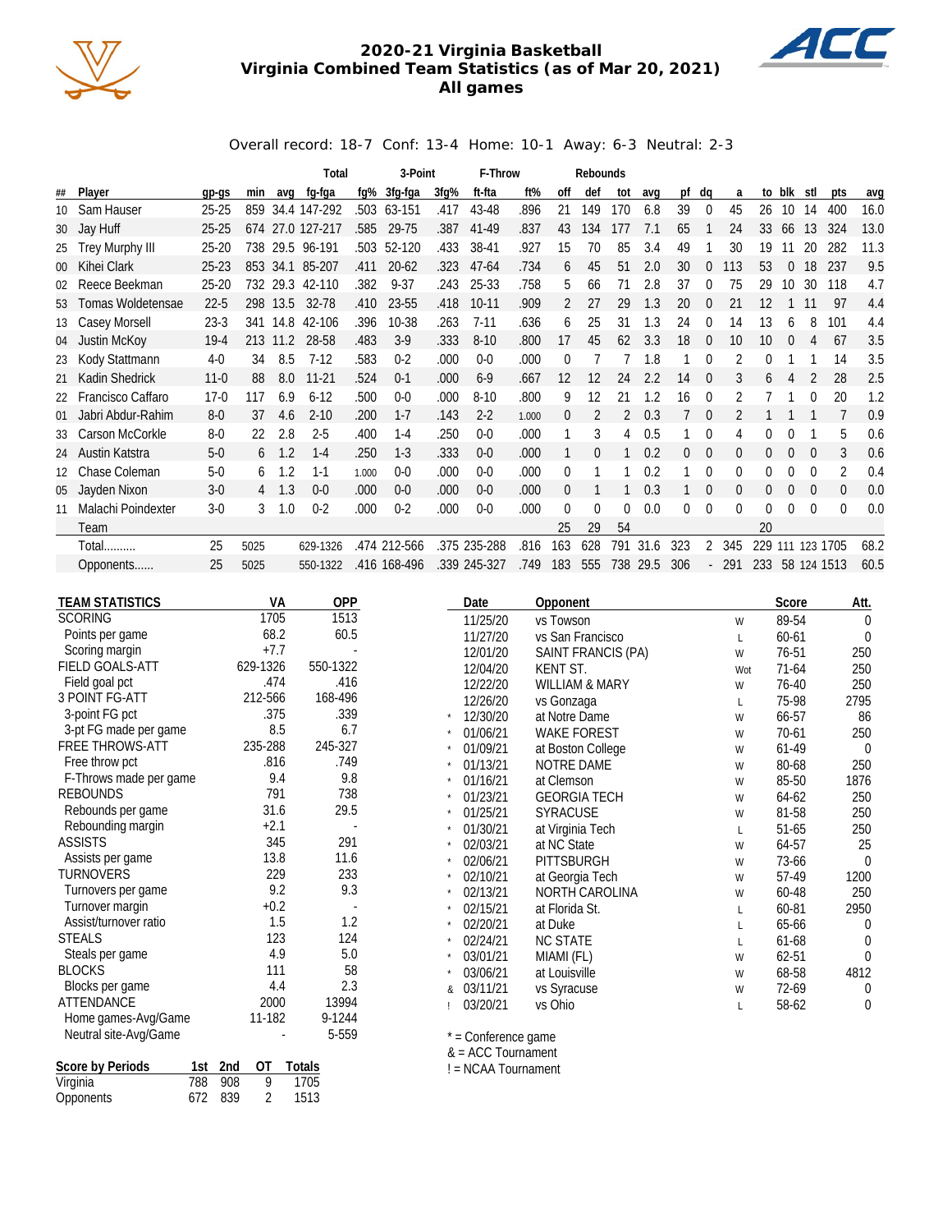# 2020-21 Virginia Basketball
## Virginia Combined Team Statistics (as of Mar 20, 2021)
## All games

Overall record: 18-7 Conf: 13-4 Home: 10-1 Away: 6-3 Neutral: 2-3

| | | | | | Total | | 3-Point | | F-Throw | | Rebounds | | | | | | | | | | | | |
|---|---|---|---|---|---|---|---|---|---|---|---|---|---|---|---|---|---|---|---|---|---|---|---|
| ## | Player | gp-gs | min | avg | fg-fga | fg% | 3fg-fga | 3fg% | ft-fta | ft% | off | def | tot | avg | pf | dq | a | to | blk | stl | pts | avg |
| 10 | Sam Hauser | 25-25 | 859 | 34.4 | 147-292 | .503 | 63-151 | .417 | 43-48 | .896 | 21 | 149 | 170 | 6.8 | 39 | 0 | 45 | 26 | 10 | 14 | 400 | 16.0 |
| 30 | Jay Huff | 25-25 | 674 | 27.0 | 127-217 | .585 | 29-75 | .387 | 41-49 | .837 | 43 | 134 | 177 | 7.1 | 65 | 1 | 24 | 33 | 66 | 13 | 324 | 13.0 |
| 25 | Trey Murphy III | 25-20 | 738 | 29.5 | 96-191 | .503 | 52-120 | .433 | 38-41 | .927 | 15 | 70 | 85 | 3.4 | 49 | 1 | 30 | 19 | 11 | 20 | 282 | 11.3 |
| 00 | Kihei Clark | 25-23 | 853 | 34.1 | 85-207 | .411 | 20-62 | .323 | 47-64 | .734 | 6 | 45 | 51 | 2.0 | 30 | 0 | 113 | 53 | 0 | 18 | 237 | 9.5 |
| 02 | Reece Beekman | 25-20 | 732 | 29.3 | 42-110 | .382 | 9-37 | .243 | 25-33 | .758 | 5 | 66 | 71 | 2.8 | 37 | 0 | 75 | 29 | 10 | 30 | 118 | 4.7 |
| 53 | Tomas Woldetensae | 22-5 | 298 | 13.5 | 32-78 | .410 | 23-55 | .418 | 10-11 | .909 | 2 | 27 | 29 | 1.3 | 20 | 0 | 21 | 12 | 1 | 11 | 97 | 4.4 |
| 13 | Casey Morsell | 23-3 | 341 | 14.8 | 42-106 | .396 | 10-38 | .263 | 7-11 | .636 | 6 | 25 | 31 | 1.3 | 24 | 0 | 14 | 13 | 6 | 8 | 101 | 4.4 |
| 04 | Justin McKoy | 19-4 | 213 | 11.2 | 28-58 | .483 | 3-9 | .333 | 8-10 | .800 | 17 | 45 | 62 | 3.3 | 18 | 0 | 10 | 10 | 0 | 4 | 67 | 3.5 |
| 23 | Kody Stattmann | 4-0 | 34 | 8.5 | 7-12 | .583 | 0-2 | .000 | 0-0 | .000 | 0 | 7 | 7 | 1.8 | 1 | 0 | 2 | 0 | 1 | 1 | 14 | 3.5 |
| 21 | Kadin Shedrick | 11-0 | 88 | 8.0 | 11-21 | .524 | 0-1 | .000 | 6-9 | .667 | 12 | 12 | 24 | 2.2 | 14 | 0 | 3 | 6 | 4 | 2 | 28 | 2.5 |
| 22 | Francisco Caffaro | 17-0 | 117 | 6.9 | 6-12 | .500 | 0-0 | .000 | 8-10 | .800 | 9 | 12 | 21 | 1.2 | 16 | 0 | 2 | 7 | 1 | 0 | 20 | 1.2 |
| 01 | Jabri Abdur-Rahim | 8-0 | 37 | 4.6 | 2-10 | .200 | 1-7 | .143 | 2-2 | 1.000 | 0 | 2 | 2 | 0.3 | 7 | 0 | 2 | 1 | 1 | 1 | 7 | 0.9 |
| 33 | Carson McCorkle | 8-0 | 22 | 2.8 | 2-5 | .400 | 1-4 | .250 | 0-0 | .000 | 1 | 3 | 4 | 0.5 | 1 | 0 | 4 | 0 | 0 | 1 | 5 | 0.6 |
| 24 | Austin Katstra | 5-0 | 6 | 1.2 | 1-4 | .250 | 1-3 | .333 | 0-0 | .000 | 1 | 0 | 1 | 0.2 | 0 | 0 | 0 | 0 | 0 | 0 | 3 | 0.6 |
| 12 | Chase Coleman | 5-0 | 6 | 1.2 | 1-1 | 1.000 | 0-0 | .000 | 0-0 | .000 | 0 | 1 | 1 | 0.2 | 1 | 0 | 0 | 0 | 0 | 0 | 2 | 0.4 |
| 05 | Jayden Nixon | 3-0 | 4 | 1.3 | 0-0 | .000 | 0-0 | .000 | 0-0 | .000 | 0 | 1 | 1 | 0.3 | 1 | 0 | 0 | 0 | 0 | 0 | 0 | 0.0 |
| 11 | Malachi Poindexter | 3-0 | 3 | 1.0 | 0-2 | .000 | 0-2 | .000 | 0-0 | .000 | 0 | 0 | 0 | 0.0 | 0 | 0 | 0 | 0 | 0 | 0 | 0 | 0.0 |
| | Team | | | | | | | | | | 25 | 29 | 54 | | | | | 20 | | | | |
| | Total.......... | 25 | 5025 | | 629-1326 | .474 | 212-566 | .375 | 235-288 | .816 | 163 | 628 | 791 | 31.6 | 323 | 2 | 345 | 229 | 111 | 123 | 1705 | 68.2 |
| | Opponents...... | 25 | 5025 | | 550-1322 | .416 | 168-496 | .339 | 245-327 | .749 | 183 | 555 | 738 | 29.5 | 306 | - | 291 | 233 | 58 | 124 | 1513 | 60.5 |

| TEAM STATISTICS | VA | OPP |
|---|---|---|
| SCORING | 1705 | 1513 |
| Points per game | 68.2 | 60.5 |
| Scoring margin | +7.7 | - |
| FIELD GOALS-ATT | 629-1326 | 550-1322 |
| Field goal pct | .474 | .416 |
| 3 POINT FG-ATT | 212-566 | 168-496 |
| 3-point FG pct | .375 | .339 |
| 3-pt FG made per game | 8.5 | 6.7 |
| FREE THROWS-ATT | 235-288 | 245-327 |
| Free throw pct | .816 | .749 |
| F-Throws made per game | 9.4 | 9.8 |
| REBOUNDS | 791 | 738 |
| Rebounds per game | 31.6 | 29.5 |
| Rebounding margin | +2.1 | - |
| ASSISTS | 345 | 291 |
| Assists per game | 13.8 | 11.6 |
| TURNOVERS | 229 | 233 |
| Turnovers per game | 9.2 | 9.3 |
| Turnover margin | +0.2 | - |
| Assist/turnover ratio | 1.5 | 1.2 |
| STEALS | 123 | 124 |
| Steals per game | 4.9 | 5.0 |
| BLOCKS | 111 | 58 |
| Blocks per game | 4.4 | 2.3 |
| ATTENDANCE | 2000 | 13994 |
| Home games-Avg/Game | 11-182 | 9-1244 |
| Neutral site-Avg/Game | - | 5-559 |

| Score by Periods | 1st | 2nd | OT | Totals |
|---|---|---|---|---|
| Virginia | 788 | 908 | 9 | 1705 |
| Opponents | 672 | 839 | 2 | 1513 |

| | Date | Opponent | | Score | Att. |
|---|---|---|---|---|---|
| | 11/25/20 | vs Towson | W | 89-54 | 0 |
| | 11/27/20 | vs San Francisco | L | 60-61 | 0 |
| | 12/01/20 | SAINT FRANCIS (PA) | W | 76-51 | 250 |
| | 12/04/20 | KENT ST. | Wot | 71-64 | 250 |
| | 12/22/20 | WILLIAM & MARY | W | 76-40 | 250 |
| | 12/26/20 | vs Gonzaga | L | 75-98 | 2795 |
| * | 12/30/20 | at Notre Dame | W | 66-57 | 86 |
| * | 01/06/21 | WAKE FOREST | W | 70-61 | 250 |
| * | 01/09/21 | at Boston College | W | 61-49 | 0 |
| * | 01/13/21 | NOTRE DAME | W | 80-68 | 250 |
| * | 01/16/21 | at Clemson | W | 85-50 | 1876 |
| * | 01/23/21 | GEORGIA TECH | W | 64-62 | 250 |
| * | 01/25/21 | SYRACUSE | W | 81-58 | 250 |
| * | 01/30/21 | at Virginia Tech | L | 51-65 | 250 |
| * | 02/03/21 | at NC State | W | 64-57 | 25 |
| * | 02/06/21 | PITTSBURGH | W | 73-66 | 0 |
| * | 02/10/21 | at Georgia Tech | W | 57-49 | 1200 |
| * | 02/13/21 | NORTH CAROLINA | W | 60-48 | 250 |
| * | 02/15/21 | at Florida St. | L | 60-81 | 2950 |
| * | 02/20/21 | at Duke | L | 65-66 | 0 |
| * | 02/24/21 | NC STATE | L | 61-68 | 0 |
| * | 03/01/21 | MIAMI (FL) | W | 62-51 | 0 |
| * | 03/06/21 | at Louisville | W | 68-58 | 4812 |
| & | 03/11/21 | vs Syracuse | W | 72-69 | 0 |
| ! | 03/20/21 | vs Ohio | L | 58-62 | 0 |

* = Conference game
& = ACC Tournament
! = NCAA Tournament